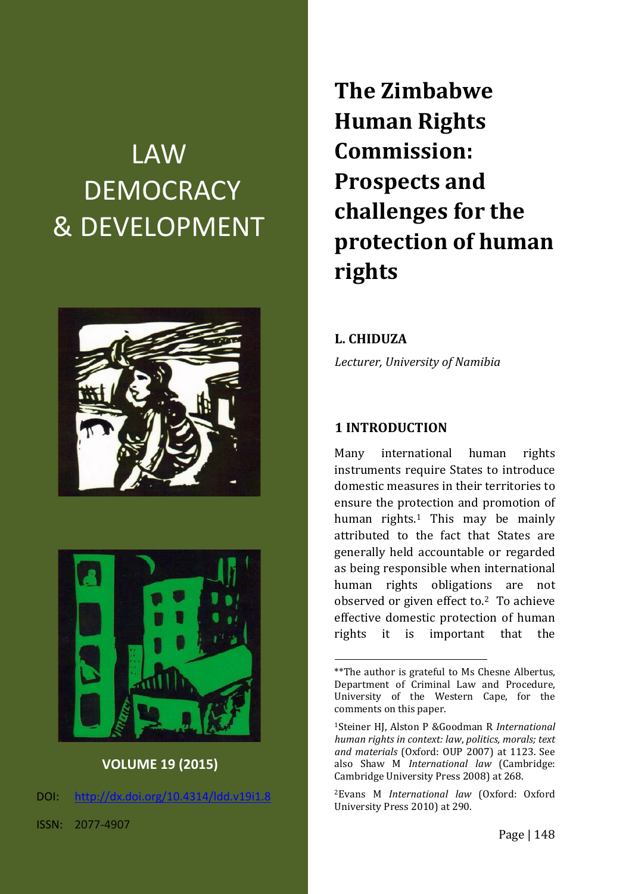LAW DEMOCRACY & DEVELOPMENT

VOLUME 19 (2015)

DOI: http://dx.doi.org/10.4314/ldd.v19i1.8

ISSN: 2077-4907

# The Zimbabwe Human Rights Commission: Prospects and challenges for the protection of human rights

**L. CHIDUZA**

*Lecturer, University of Namibia*

## 1 INTRODUCTION

Many international human rights instruments require States to introduce domestic measures in their territories to ensure the protection and promotion of human rights.[1] This may be mainly attributed to the fact that States are generally held accountable or regarded as being responsible when international human rights obligations are not observed or given effect to.[2] To achieve effective domestic protection of human rights it is important that the

---

**The author is grateful to Ms Chesne Albertus, Department of Criminal Law and Procedure, University of the Western Cape, for the comments on this paper.

[1] Steiner HJ, Alston P &Goodman R *International human rights in context: law, politics, morals; text and materials* (Oxford: OUP 2007) at 1123. See also Shaw M *International law* (Cambridge: Cambridge University Press 2008) at 268.

[2] Evans M *International law* (Oxford: Oxford University Press 2010) at 290.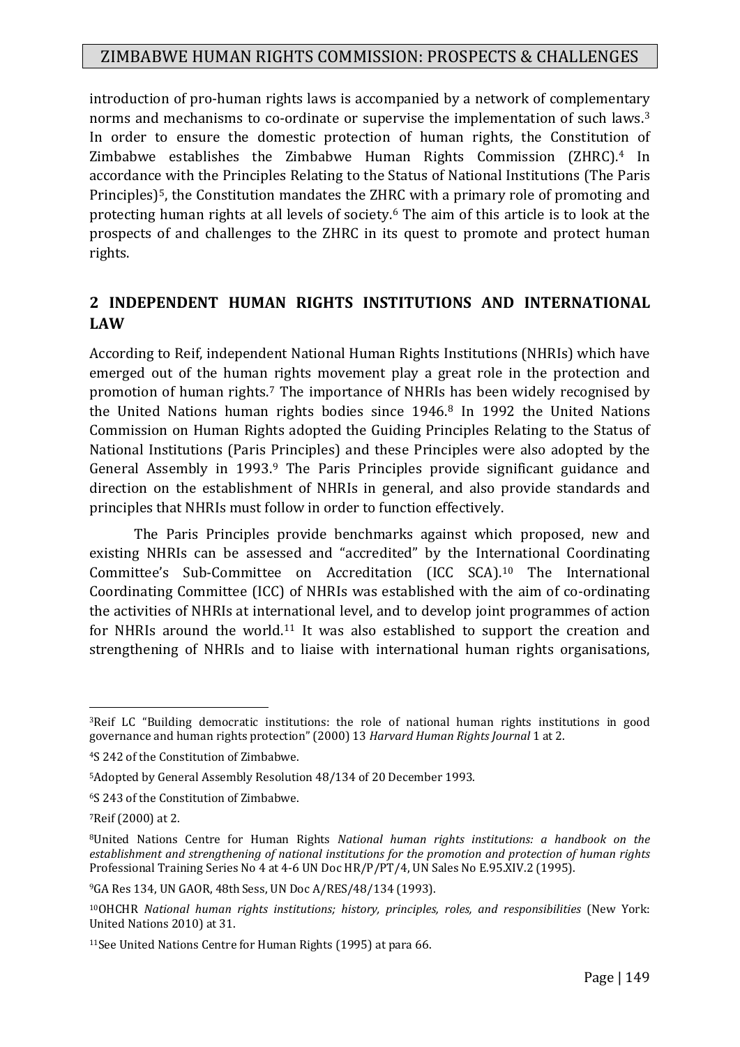introduction of pro-human rights laws is accompanied by a network of complementary norms and mechanisms to co-ordinate or supervise the implementation of such laws.[3] In order to ensure the domestic protection of human rights, the Constitution of Zimbabwe establishes the Zimbabwe Human Rights Commission (ZHRC).[4] In accordance with the Principles Relating to the Status of National Institutions (The Paris Principles)[5], the Constitution mandates the ZHRC with a primary role of promoting and protecting human rights at all levels of society.[6] The aim of this article is to look at the prospects of and challenges to the ZHRC in its quest to promote and protect human rights.

## 2 INDEPENDENT HUMAN RIGHTS INSTITUTIONS AND INTERNATIONAL LAW

According to Reif, independent National Human Rights Institutions (NHRIs) which have emerged out of the human rights movement play a great role in the protection and promotion of human rights.[7] The importance of NHRIs has been widely recognised by the United Nations human rights bodies since 1946.[8] In 1992 the United Nations Commission on Human Rights adopted the Guiding Principles Relating to the Status of National Institutions (Paris Principles) and these Principles were also adopted by the General Assembly in 1993.[9] The Paris Principles provide significant guidance and direction on the establishment of NHRIs in general, and also provide standards and principles that NHRIs must follow in order to function effectively.

The Paris Principles provide benchmarks against which proposed, new and existing NHRIs can be assessed and "accredited" by the International Coordinating Committee's Sub-Committee on Accreditation (ICC SCA).[10] The International Coordinating Committee (ICC) of NHRIs was established with the aim of co-ordinating the activities of NHRIs at international level, and to develop joint programmes of action for NHRIs around the world.[11] It was also established to support the creation and strengthening of NHRIs and to liaise with international human rights organisations,

---

[3] Reif LC "Building democratic institutions: the role of national human rights institutions in good governance and human rights protection" (2000) 13 *Harvard Human Rights Journal* 1 at 2.

[4] S 242 of the Constitution of Zimbabwe.

[5] Adopted by General Assembly Resolution 48/134 of 20 December 1993.

[6] S 243 of the Constitution of Zimbabwe.

[7] Reif (2000) at 2.

[8] United Nations Centre for Human Rights *National human rights institutions: a handbook on the establishment and strengthening of national institutions for the promotion and protection of human rights* Professional Training Series No 4 at 4-6 UN Doc HR/P/PT/4, UN Sales No E.95.XIV.2 (1995).

[9] GA Res 134, UN GAOR, 48th Sess, UN Doc A/RES/48/134 (1993).

[10] OHCHR *National human rights institutions; history, principles, roles, and responsibilities* (New York: United Nations 2010) at 31.

[11] See United Nations Centre for Human Rights (1995) at para 66.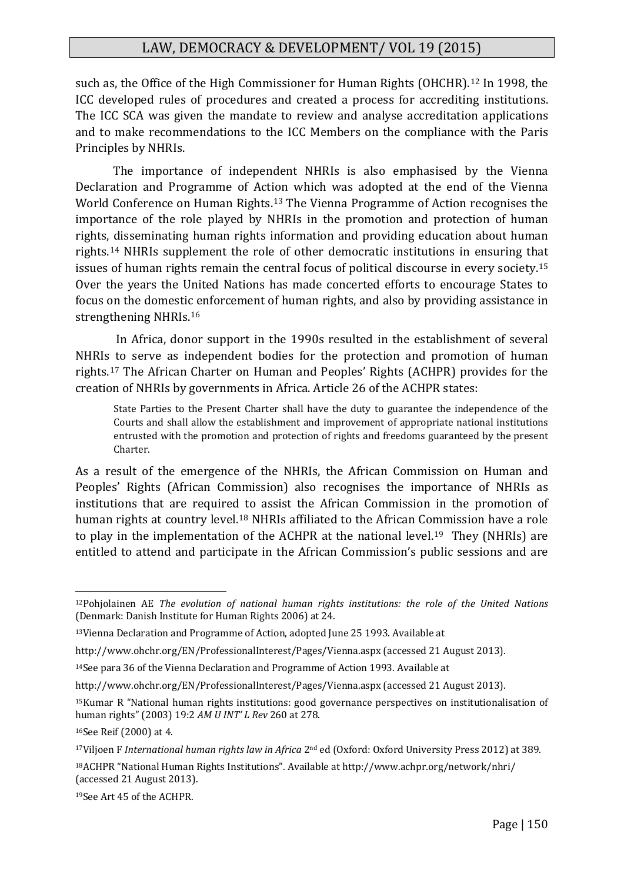such as, the Office of the High Commissioner for Human Rights (OHCHR).[12] In 1998, the ICC developed rules of procedures and created a process for accrediting institutions. The ICC SCA was given the mandate to review and analyse accreditation applications and to make recommendations to the ICC Members on the compliance with the Paris Principles by NHRIs.

The importance of independent NHRIs is also emphasised by the Vienna Declaration and Programme of Action which was adopted at the end of the Vienna World Conference on Human Rights.[13] The Vienna Programme of Action recognises the importance of the role played by NHRIs in the promotion and protection of human rights, disseminating human rights information and providing education about human rights.[14] NHRIs supplement the role of other democratic institutions in ensuring that issues of human rights remain the central focus of political discourse in every society.[15] Over the years the United Nations has made concerted efforts to encourage States to focus on the domestic enforcement of human rights, and also by providing assistance in strengthening NHRIs.[16]

In Africa, donor support in the 1990s resulted in the establishment of several NHRIs to serve as independent bodies for the protection and promotion of human rights.[17] The African Charter on Human and Peoples' Rights (ACHPR) provides for the creation of NHRIs by governments in Africa. Article 26 of the ACHPR states:

> State Parties to the Present Charter shall have the duty to guarantee the independence of the Courts and shall allow the establishment and improvement of appropriate national institutions entrusted with the promotion and protection of rights and freedoms guaranteed by the present Charter.

As a result of the emergence of the NHRIs, the African Commission on Human and Peoples' Rights (African Commission) also recognises the importance of NHRIs as institutions that are required to assist the African Commission in the promotion of human rights at country level.[18] NHRIs affiliated to the African Commission have a role to play in the implementation of the ACHPR at the national level.[19] They (NHRIs) are entitled to attend and participate in the African Commission's public sessions and are

---

[12] Pohjolainen AE *The evolution of national human rights institutions: the role of the United Nations* (Denmark: Danish Institute for Human Rights 2006) at 24.

[13] Vienna Declaration and Programme of Action, adopted June 25 1993. Available at http://www.ohchr.org/EN/ProfessionalInterest/Pages/Vienna.aspx (accessed 21 August 2013).

[14] See para 36 of the Vienna Declaration and Programme of Action 1993. Available at http://www.ohchr.org/EN/ProfessionalInterest/Pages/Vienna.aspx (accessed 21 August 2013).

[15] Kumar R "National human rights institutions: good governance perspectives on institutionalisation of human rights" (2003) 19:2 *AM U INT' L Rev* 260 at 278.

[16] See Reif (2000) at 4.

[17] Viljoen F *International human rights law in Africa* 2nd ed (Oxford: Oxford University Press 2012) at 389.

[18] ACHPR "National Human Rights Institutions". Available at http://www.achpr.org/network/nhri/ (accessed 21 August 2013).

[19] See Art 45 of the ACHPR.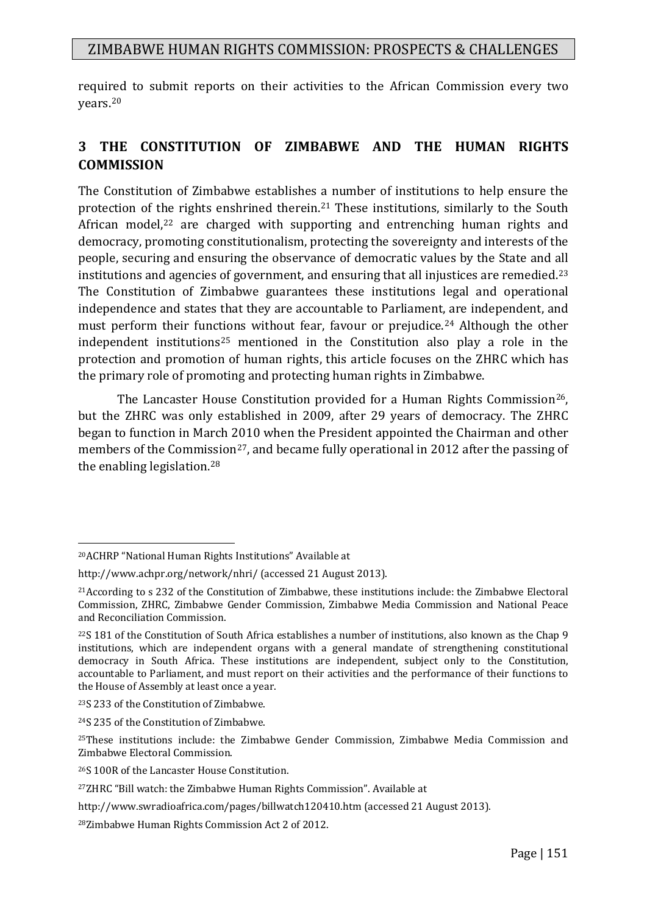required to submit reports on their activities to the African Commission every two years.[20]

## 3 THE CONSTITUTION OF ZIMBABWE AND THE HUMAN RIGHTS COMMISSION

The Constitution of Zimbabwe establishes a number of institutions to help ensure the protection of the rights enshrined therein.[21] These institutions, similarly to the South African model,[22] are charged with supporting and entrenching human rights and democracy, promoting constitutionalism, protecting the sovereignty and interests of the people, securing and ensuring the observance of democratic values by the State and all institutions and agencies of government, and ensuring that all injustices are remedied.[23] The Constitution of Zimbabwe guarantees these institutions legal and operational independence and states that they are accountable to Parliament, are independent, and must perform their functions without fear, favour or prejudice.[24] Although the other independent institutions[25] mentioned in the Constitution also play a role in the protection and promotion of human rights, this article focuses on the ZHRC which has the primary role of promoting and protecting human rights in Zimbabwe.

The Lancaster House Constitution provided for a Human Rights Commission[26], but the ZHRC was only established in 2009, after 29 years of democracy. The ZHRC began to function in March 2010 when the President appointed the Chairman and other members of the Commission[27], and became fully operational in 2012 after the passing of the enabling legislation.[28]

---

[20] ACHRP "National Human Rights Institutions" Available at http://www.achpr.org/network/nhri/ (accessed 21 August 2013).

[21] According to s 232 of the Constitution of Zimbabwe, these institutions include: the Zimbabwe Electoral Commission, ZHRC, Zimbabwe Gender Commission, Zimbabwe Media Commission and National Peace and Reconciliation Commission.

[22] S 181 of the Constitution of South Africa establishes a number of institutions, also known as the Chap 9 institutions, which are independent organs with a general mandate of strengthening constitutional democracy in South Africa. These institutions are independent, subject only to the Constitution, accountable to Parliament, and must report on their activities and the performance of their functions to the House of Assembly at least once a year.

[23] S 233 of the Constitution of Zimbabwe.

[24] S 235 of the Constitution of Zimbabwe.

[25] These institutions include: the Zimbabwe Gender Commission, Zimbabwe Media Commission and Zimbabwe Electoral Commission.

[26] S 100R of the Lancaster House Constitution.

[27] ZHRC "Bill watch: the Zimbabwe Human Rights Commission". Available at http://www.swradioafrica.com/pages/billwatch120410.htm (accessed 21 August 2013).

[28] Zimbabwe Human Rights Commission Act 2 of 2012.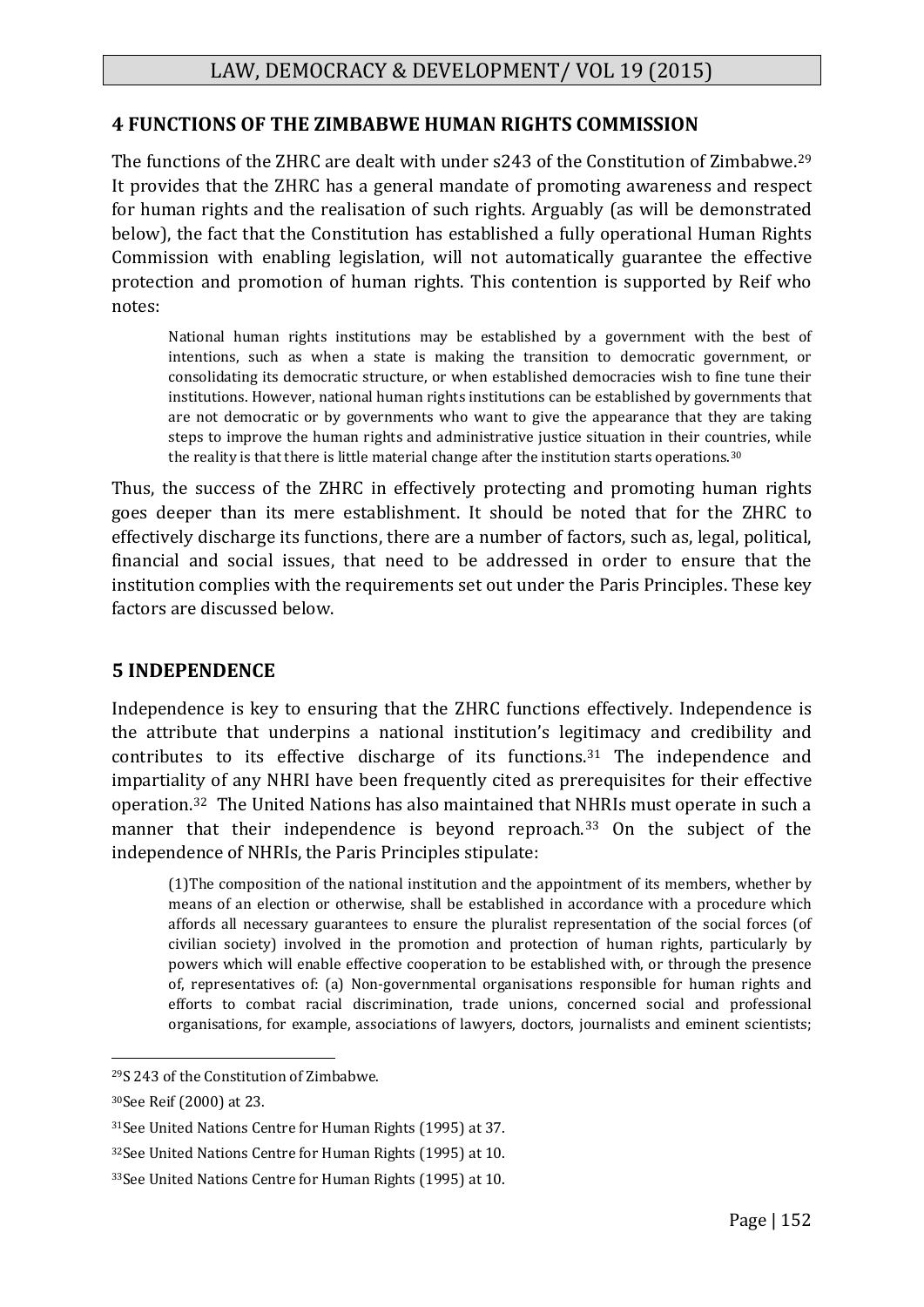## 4 FUNCTIONS OF THE ZIMBABWE HUMAN RIGHTS COMMISSION

The functions of the ZHRC are dealt with under s243 of the Constitution of Zimbabwe.[29] It provides that the ZHRC has a general mandate of promoting awareness and respect for human rights and the realisation of such rights. Arguably (as will be demonstrated below), the fact that the Constitution has established a fully operational Human Rights Commission with enabling legislation, will not automatically guarantee the effective protection and promotion of human rights. This contention is supported by Reif who notes:

> National human rights institutions may be established by a government with the best of intentions, such as when a state is making the transition to democratic government, or consolidating its democratic structure, or when established democracies wish to fine tune their institutions. However, national human rights institutions can be established by governments that are not democratic or by governments who want to give the appearance that they are taking steps to improve the human rights and administrative justice situation in their countries, while the reality is that there is little material change after the institution starts operations.[30]

Thus, the success of the ZHRC in effectively protecting and promoting human rights goes deeper than its mere establishment. It should be noted that for the ZHRC to effectively discharge its functions, there are a number of factors, such as, legal, political, financial and social issues, that need to be addressed in order to ensure that the institution complies with the requirements set out under the Paris Principles. These key factors are discussed below.

## 5 INDEPENDENCE

Independence is key to ensuring that the ZHRC functions effectively. Independence is the attribute that underpins a national institution's legitimacy and credibility and contributes to its effective discharge of its functions.[31] The independence and impartiality of any NHRI have been frequently cited as prerequisites for their effective operation.[32] The United Nations has also maintained that NHRIs must operate in such a manner that their independence is beyond reproach.[33] On the subject of the independence of NHRIs, the Paris Principles stipulate:

> (1)The composition of the national institution and the appointment of its members, whether by means of an election or otherwise, shall be established in accordance with a procedure which affords all necessary guarantees to ensure the pluralist representation of the social forces (of civilian society) involved in the promotion and protection of human rights, particularly by powers which will enable effective cooperation to be established with, or through the presence of, representatives of: (a) Non-governmental organisations responsible for human rights and efforts to combat racial discrimination, trade unions, concerned social and professional organisations, for example, associations of lawyers, doctors, journalists and eminent scientists;

---

[29] S 243 of the Constitution of Zimbabwe.

[30] See Reif (2000) at 23.

[31] See United Nations Centre for Human Rights (1995) at 37.

[32] See United Nations Centre for Human Rights (1995) at 10.

[33] See United Nations Centre for Human Rights (1995) at 10.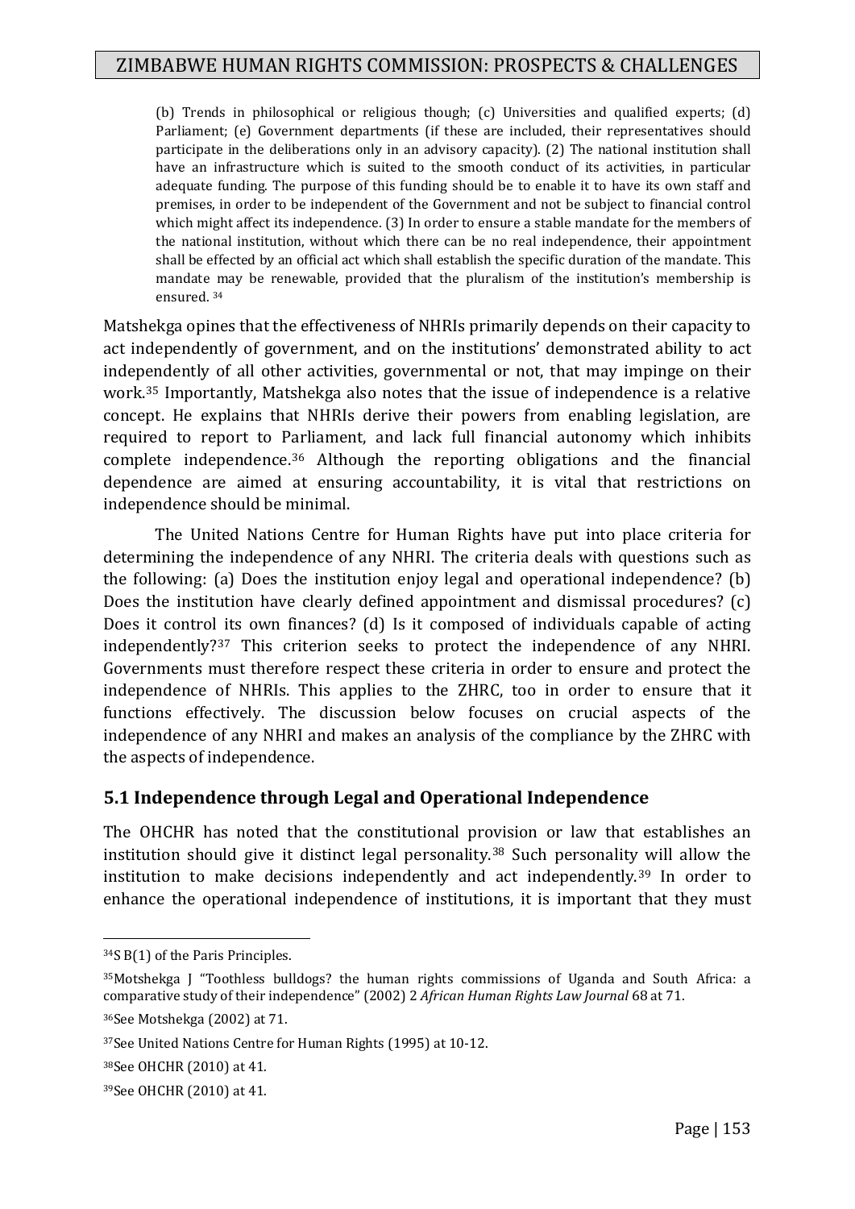(b) Trends in philosophical or religious though; (c) Universities and qualified experts; (d) Parliament; (e) Government departments (if these are included, their representatives should participate in the deliberations only in an advisory capacity). (2) The national institution shall have an infrastructure which is suited to the smooth conduct of its activities, in particular adequate funding. The purpose of this funding should be to enable it to have its own staff and premises, in order to be independent of the Government and not be subject to financial control which might affect its independence. (3) In order to ensure a stable mandate for the members of the national institution, without which there can be no real independence, their appointment shall be effected by an official act which shall establish the specific duration of the mandate. This mandate may be renewable, provided that the pluralism of the institution's membership is ensured. [34]

Matshekga opines that the effectiveness of NHRIs primarily depends on their capacity to act independently of government, and on the institutions' demonstrated ability to act independently of all other activities, governmental or not, that may impinge on their work.[35] Importantly, Matshekga also notes that the issue of independence is a relative concept. He explains that NHRIs derive their powers from enabling legislation, are required to report to Parliament, and lack full financial autonomy which inhibits complete independence.[36] Although the reporting obligations and the financial dependence are aimed at ensuring accountability, it is vital that restrictions on independence should be minimal.

The United Nations Centre for Human Rights have put into place criteria for determining the independence of any NHRI. The criteria deals with questions such as the following: (a) Does the institution enjoy legal and operational independence? (b) Does the institution have clearly defined appointment and dismissal procedures? (c) Does it control its own finances? (d) Is it composed of individuals capable of acting independently?[37] This criterion seeks to protect the independence of any NHRI. Governments must therefore respect these criteria in order to ensure and protect the independence of NHRIs. This applies to the ZHRC, too in order to ensure that it functions effectively. The discussion below focuses on crucial aspects of the independence of any NHRI and makes an analysis of the compliance by the ZHRC with the aspects of independence.

## 5.1 Independence through Legal and Operational Independence

The OHCHR has noted that the constitutional provision or law that establishes an institution should give it distinct legal personality.[38] Such personality will allow the institution to make decisions independently and act independently.[39] In order to enhance the operational independence of institutions, it is important that they must

---

[34] S B(1) of the Paris Principles.

[35] Motshekga J "Toothless bulldogs? the human rights commissions of Uganda and South Africa: a comparative study of their independence" (2002) 2 *African Human Rights Law Journal* 68 at 71.

[36] See Motshekga (2002) at 71.

[37] See United Nations Centre for Human Rights (1995) at 10-12.

[38] See OHCHR (2010) at 41.

[39] See OHCHR (2010) at 41.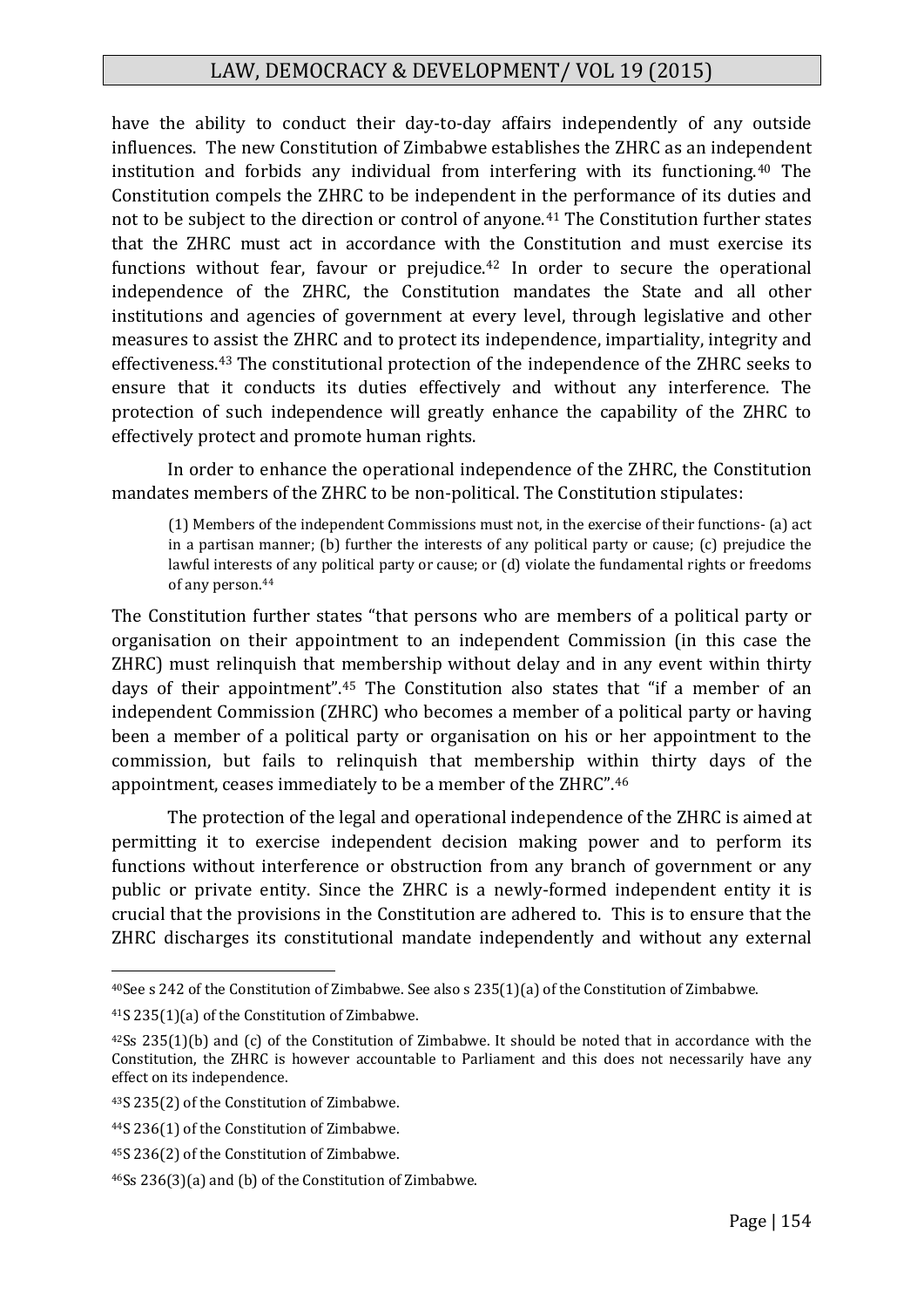have the ability to conduct their day-to-day affairs independently of any outside influences. The new Constitution of Zimbabwe establishes the ZHRC as an independent institution and forbids any individual from interfering with its functioning.[40] The Constitution compels the ZHRC to be independent in the performance of its duties and not to be subject to the direction or control of anyone.[41] The Constitution further states that the ZHRC must act in accordance with the Constitution and must exercise its functions without fear, favour or prejudice.[42] In order to secure the operational independence of the ZHRC, the Constitution mandates the State and all other institutions and agencies of government at every level, through legislative and other measures to assist the ZHRC and to protect its independence, impartiality, integrity and effectiveness.[43] The constitutional protection of the independence of the ZHRC seeks to ensure that it conducts its duties effectively and without any interference. The protection of such independence will greatly enhance the capability of the ZHRC to effectively protect and promote human rights.

In order to enhance the operational independence of the ZHRC, the Constitution mandates members of the ZHRC to be non-political. The Constitution stipulates:

> (1) Members of the independent Commissions must not, in the exercise of their functions- (a) act in a partisan manner; (b) further the interests of any political party or cause; (c) prejudice the lawful interests of any political party or cause; or (d) violate the fundamental rights or freedoms of any person.[44]

The Constitution further states "that persons who are members of a political party or organisation on their appointment to an independent Commission (in this case the ZHRC) must relinquish that membership without delay and in any event within thirty days of their appointment".[45] The Constitution also states that "if a member of an independent Commission (ZHRC) who becomes a member of a political party or having been a member of a political party or organisation on his or her appointment to the commission, but fails to relinquish that membership within thirty days of the appointment, ceases immediately to be a member of the ZHRC".[46]

The protection of the legal and operational independence of the ZHRC is aimed at permitting it to exercise independent decision making power and to perform its functions without interference or obstruction from any branch of government or any public or private entity. Since the ZHRC is a newly-formed independent entity it is crucial that the provisions in the Constitution are adhered to. This is to ensure that the ZHRC discharges its constitutional mandate independently and without any external

---

[40] See s 242 of the Constitution of Zimbabwe. See also s 235(1)(a) of the Constitution of Zimbabwe.

[41] S 235(1)(a) of the Constitution of Zimbabwe.

[42] Ss 235(1)(b) and (c) of the Constitution of Zimbabwe. It should be noted that in accordance with the Constitution, the ZHRC is however accountable to Parliament and this does not necessarily have any effect on its independence.

[43] S 235(2) of the Constitution of Zimbabwe.

[44] S 236(1) of the Constitution of Zimbabwe.

[45] S 236(2) of the Constitution of Zimbabwe.

[46] Ss 236(3)(a) and (b) of the Constitution of Zimbabwe.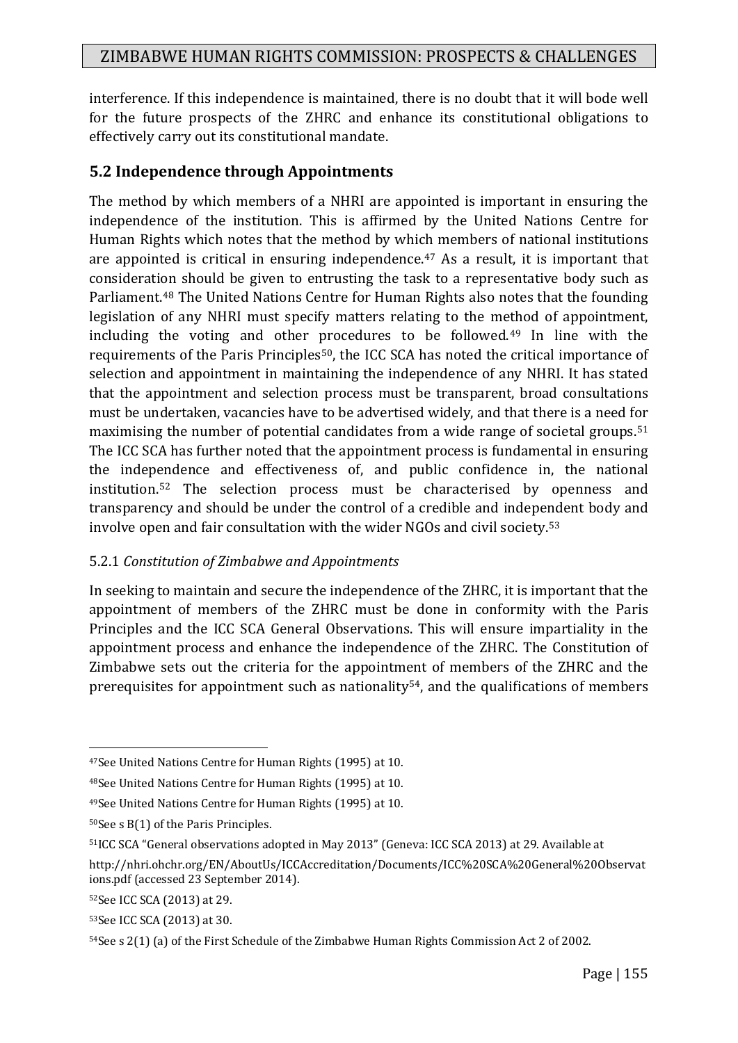interference. If this independence is maintained, there is no doubt that it will bode well for the future prospects of the ZHRC and enhance its constitutional obligations to effectively carry out its constitutional mandate.

## 5.2 Independence through Appointments

The method by which members of a NHRI are appointed is important in ensuring the independence of the institution. This is affirmed by the United Nations Centre for Human Rights which notes that the method by which members of national institutions are appointed is critical in ensuring independence.[47] As a result, it is important that consideration should be given to entrusting the task to a representative body such as Parliament.[48] The United Nations Centre for Human Rights also notes that the founding legislation of any NHRI must specify matters relating to the method of appointment, including the voting and other procedures to be followed.[49] In line with the requirements of the Paris Principles[50], the ICC SCA has noted the critical importance of selection and appointment in maintaining the independence of any NHRI. It has stated that the appointment and selection process must be transparent, broad consultations must be undertaken, vacancies have to be advertised widely, and that there is a need for maximising the number of potential candidates from a wide range of societal groups.[51] The ICC SCA has further noted that the appointment process is fundamental in ensuring the independence and effectiveness of, and public confidence in, the national institution.[52] The selection process must be characterised by openness and transparency and should be under the control of a credible and independent body and involve open and fair consultation with the wider NGOs and civil society.[53]

### 5.2.1 *Constitution of Zimbabwe and Appointments*

In seeking to maintain and secure the independence of the ZHRC, it is important that the appointment of members of the ZHRC must be done in conformity with the Paris Principles and the ICC SCA General Observations. This will ensure impartiality in the appointment process and enhance the independence of the ZHRC. The Constitution of Zimbabwe sets out the criteria for the appointment of members of the ZHRC and the prerequisites for appointment such as nationality[54], and the qualifications of members

---

[47] See United Nations Centre for Human Rights (1995) at 10.

[48] See United Nations Centre for Human Rights (1995) at 10.

[49] See United Nations Centre for Human Rights (1995) at 10.

[50] See s B(1) of the Paris Principles.

[51] ICC SCA "General observations adopted in May 2013" (Geneva: ICC SCA 2013) at 29. Available at http://nhri.ohchr.org/EN/AboutUs/ICCAccreditation/Documents/ICC%20SCA%20General%20Observations.pdf (accessed 23 September 2014).

[52] See ICC SCA (2013) at 29.

[53] See ICC SCA (2013) at 30.

[54] See s 2(1) (a) of the First Schedule of the Zimbabwe Human Rights Commission Act 2 of 2002.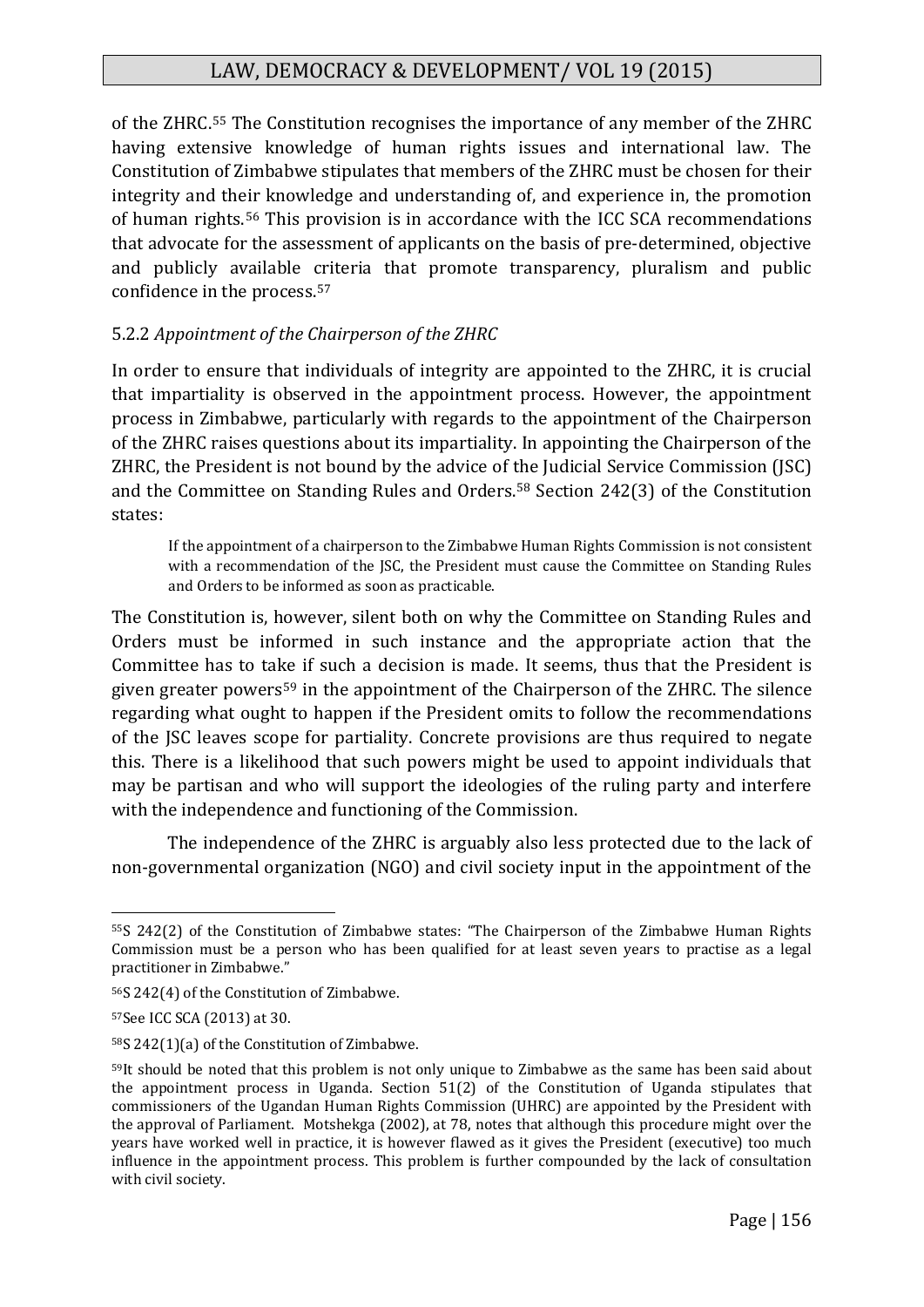of the ZHRC.[55] The Constitution recognises the importance of any member of the ZHRC having extensive knowledge of human rights issues and international law. The Constitution of Zimbabwe stipulates that members of the ZHRC must be chosen for their integrity and their knowledge and understanding of, and experience in, the promotion of human rights.[56] This provision is in accordance with the ICC SCA recommendations that advocate for the assessment of applicants on the basis of pre-determined, objective and publicly available criteria that promote transparency, pluralism and public confidence in the process.[57]

### 5.2.2 *Appointment of the Chairperson of the ZHRC*

In order to ensure that individuals of integrity are appointed to the ZHRC, it is crucial that impartiality is observed in the appointment process. However, the appointment process in Zimbabwe, particularly with regards to the appointment of the Chairperson of the ZHRC raises questions about its impartiality. In appointing the Chairperson of the ZHRC, the President is not bound by the advice of the Judicial Service Commission (JSC) and the Committee on Standing Rules and Orders.[58] Section 242(3) of the Constitution states:

> If the appointment of a chairperson to the Zimbabwe Human Rights Commission is not consistent with a recommendation of the JSC, the President must cause the Committee on Standing Rules and Orders to be informed as soon as practicable.

The Constitution is, however, silent both on why the Committee on Standing Rules and Orders must be informed in such instance and the appropriate action that the Committee has to take if such a decision is made. It seems, thus that the President is given greater powers[59] in the appointment of the Chairperson of the ZHRC. The silence regarding what ought to happen if the President omits to follow the recommendations of the JSC leaves scope for partiality. Concrete provisions are thus required to negate this. There is a likelihood that such powers might be used to appoint individuals that may be partisan and who will support the ideologies of the ruling party and interfere with the independence and functioning of the Commission.

The independence of the ZHRC is arguably also less protected due to the lack of non-governmental organization (NGO) and civil society input in the appointment of the

---

[55] S 242(2) of the Constitution of Zimbabwe states: "The Chairperson of the Zimbabwe Human Rights Commission must be a person who has been qualified for at least seven years to practise as a legal practitioner in Zimbabwe."

[56] S 242(4) of the Constitution of Zimbabwe.

[57] See ICC SCA (2013) at 30.

[58] S 242(1)(a) of the Constitution of Zimbabwe.

[59] It should be noted that this problem is not only unique to Zimbabwe as the same has been said about the appointment process in Uganda. Section 51(2) of the Constitution of Uganda stipulates that commissioners of the Ugandan Human Rights Commission (UHRC) are appointed by the President with the approval of Parliament. Motshekga (2002), at 78, notes that although this procedure might over the years have worked well in practice, it is however flawed as it gives the President (executive) too much influence in the appointment process. This problem is further compounded by the lack of consultation with civil society.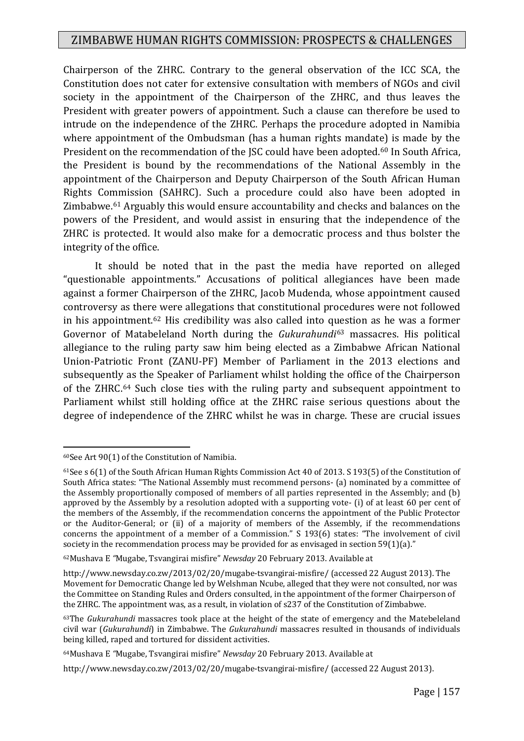Chairperson of the ZHRC. Contrary to the general observation of the ICC SCA, the Constitution does not cater for extensive consultation with members of NGOs and civil society in the appointment of the Chairperson of the ZHRC, and thus leaves the President with greater powers of appointment. Such a clause can therefore be used to intrude on the independence of the ZHRC. Perhaps the procedure adopted in Namibia where appointment of the Ombudsman (has a human rights mandate) is made by the President on the recommendation of the JSC could have been adopted.[60] In South Africa, the President is bound by the recommendations of the National Assembly in the appointment of the Chairperson and Deputy Chairperson of the South African Human Rights Commission (SAHRC). Such a procedure could also have been adopted in Zimbabwe.[61] Arguably this would ensure accountability and checks and balances on the powers of the President, and would assist in ensuring that the independence of the ZHRC is protected. It would also make for a democratic process and thus bolster the integrity of the office.

It should be noted that in the past the media have reported on alleged "questionable appointments." Accusations of political allegiances have been made against a former Chairperson of the ZHRC, Jacob Mudenda, whose appointment caused controversy as there were allegations that constitutional procedures were not followed in his appointment.[62] His credibility was also called into question as he was a former Governor of Matabeleland North during the *Gukurahundi*[63] massacres. His political allegiance to the ruling party saw him being elected as a Zimbabwe African National Union-Patriotic Front (ZANU-PF) Member of Parliament in the 2013 elections and subsequently as the Speaker of Parliament whilst holding the office of the Chairperson of the ZHRC.[64] Such close ties with the ruling party and subsequent appointment to Parliament whilst still holding office at the ZHRC raise serious questions about the degree of independence of the ZHRC whilst he was in charge. These are crucial issues

---

[60]See Art 90(1) of the Constitution of Namibia.

[61]See s 6(1) of the South African Human Rights Commission Act 40 of 2013. S 193(5) of the Constitution of South Africa states: "The National Assembly must recommend persons- (a) nominated by a committee of the Assembly proportionally composed of members of all parties represented in the Assembly; and (b) approved by the Assembly by a resolution adopted with a supporting vote- (i) of at least 60 per cent of the members of the Assembly, if the recommendation concerns the appointment of the Public Protector or the Auditor-General; or (ii) of a majority of members of the Assembly, if the recommendations concerns the appointment of a member of a Commission." S 193(6) states: "The involvement of civil society in the recommendation process may be provided for as envisaged in section 59(1)(a)."

[62]Mushava E "Mugabe, Tsvangirai misfire" *Newsday* 20 February 2013. Available at

http://www.newsday.co.zw/2013/02/20/mugabe-tsvangirai-misfire/ (accessed 22 August 2013). The Movement for Democratic Change led by Welshman Ncube, alleged that they were not consulted, nor was the Committee on Standing Rules and Orders consulted, in the appointment of the former Chairperson of the ZHRC. The appointment was, as a result, in violation of s237 of the Constitution of Zimbabwe.

[63]The *Gukurahundi* massacres took place at the height of the state of emergency and the Matebeleland civil war (*Gukurahundi*) in Zimbabwe. The *Gukurahundi* massacres resulted in thousands of individuals being killed, raped and tortured for dissident activities.

[64]Mushava E "Mugabe, Tsvangirai misfire" *Newsday* 20 February 2013. Available at

http://www.newsday.co.zw/2013/02/20/mugabe-tsvangirai-misfire/ (accessed 22 August 2013).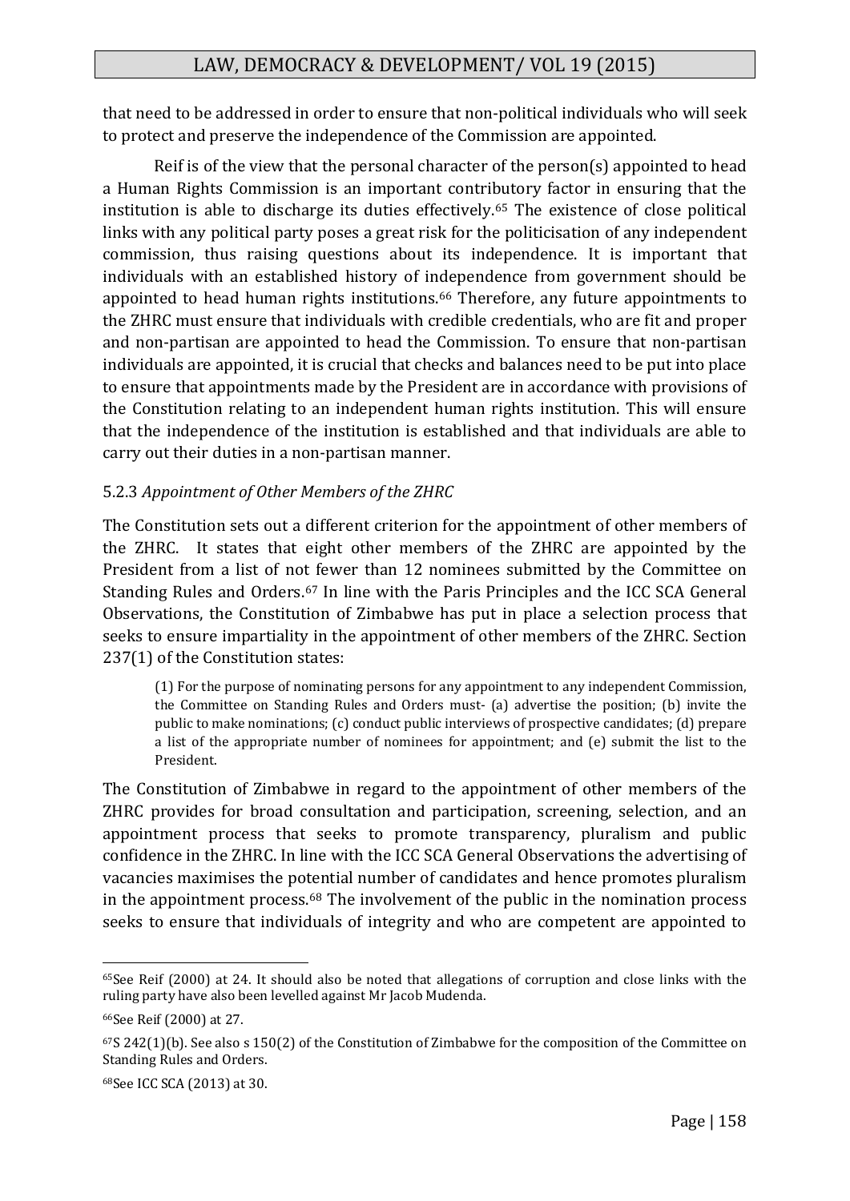that need to be addressed in order to ensure that non-political individuals who will seek to protect and preserve the independence of the Commission are appointed.

Reif is of the view that the personal character of the person(s) appointed to head a Human Rights Commission is an important contributory factor in ensuring that the institution is able to discharge its duties effectively.[65] The existence of close political links with any political party poses a great risk for the politicisation of any independent commission, thus raising questions about its independence. It is important that individuals with an established history of independence from government should be appointed to head human rights institutions.[66] Therefore, any future appointments to the ZHRC must ensure that individuals with credible credentials, who are fit and proper and non-partisan are appointed to head the Commission. To ensure that non-partisan individuals are appointed, it is crucial that checks and balances need to be put into place to ensure that appointments made by the President are in accordance with provisions of the Constitution relating to an independent human rights institution. This will ensure that the independence of the institution is established and that individuals are able to carry out their duties in a non-partisan manner.

### 5.2.3 *Appointment of Other Members of the ZHRC*

The Constitution sets out a different criterion for the appointment of other members of the ZHRC. It states that eight other members of the ZHRC are appointed by the President from a list of not fewer than 12 nominees submitted by the Committee on Standing Rules and Orders.[67] In line with the Paris Principles and the ICC SCA General Observations, the Constitution of Zimbabwe has put in place a selection process that seeks to ensure impartiality in the appointment of other members of the ZHRC. Section 237(1) of the Constitution states:

> (1) For the purpose of nominating persons for any appointment to any independent Commission, the Committee on Standing Rules and Orders must- (a) advertise the position; (b) invite the public to make nominations; (c) conduct public interviews of prospective candidates; (d) prepare a list of the appropriate number of nominees for appointment; and (e) submit the list to the President.

The Constitution of Zimbabwe in regard to the appointment of other members of the ZHRC provides for broad consultation and participation, screening, selection, and an appointment process that seeks to promote transparency, pluralism and public confidence in the ZHRC. In line with the ICC SCA General Observations the advertising of vacancies maximises the potential number of candidates and hence promotes pluralism in the appointment process.[68] The involvement of the public in the nomination process seeks to ensure that individuals of integrity and who are competent are appointed to

---

[65] See Reif (2000) at 24. It should also be noted that allegations of corruption and close links with the ruling party have also been levelled against Mr Jacob Mudenda.

[66] See Reif (2000) at 27.

[67] S 242(1)(b). See also s 150(2) of the Constitution of Zimbabwe for the composition of the Committee on Standing Rules and Orders.

[68] See ICC SCA (2013) at 30.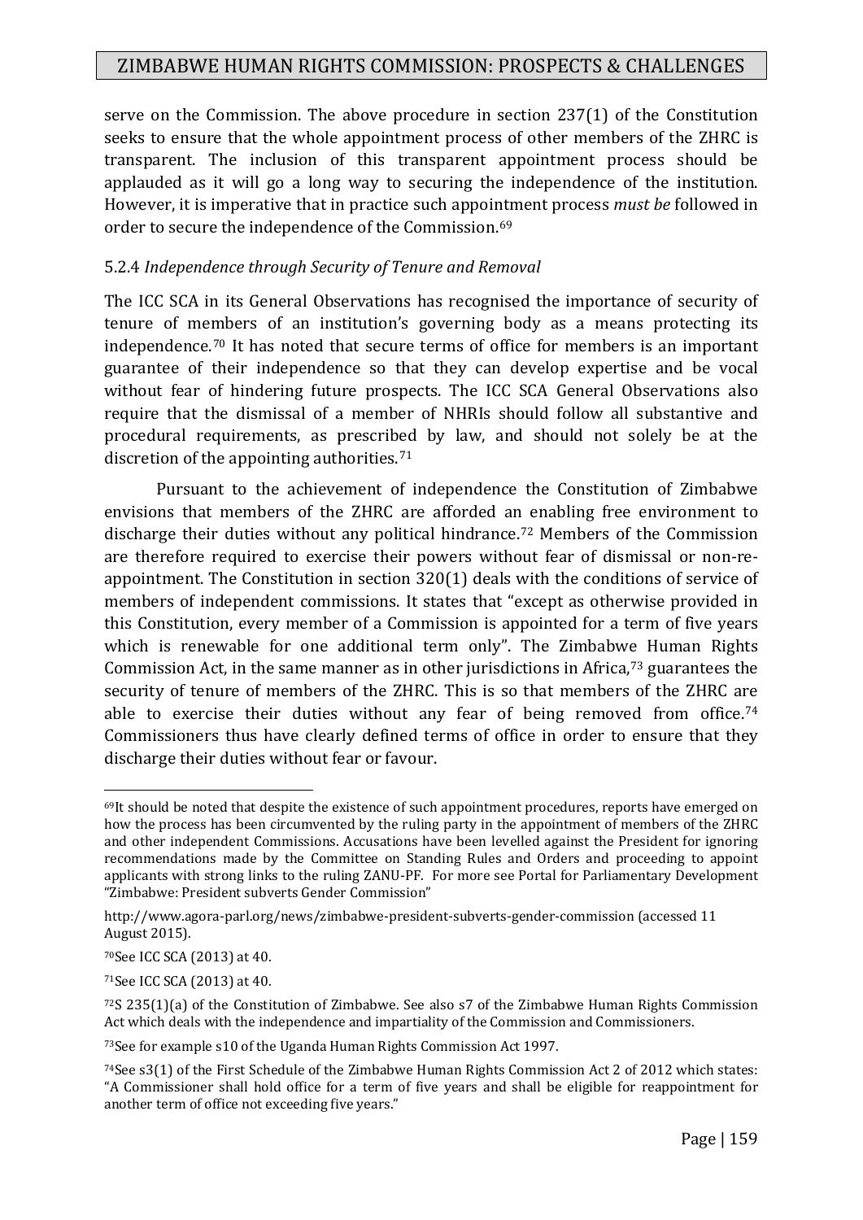serve on the Commission. The above procedure in section 237(1) of the Constitution seeks to ensure that the whole appointment process of other members of the ZHRC is transparent. The inclusion of this transparent appointment process should be applauded as it will go a long way to securing the independence of the institution. However, it is imperative that in practice such appointment process *must be* followed in order to secure the independence of the Commission.[69]

#### 5.2.4 *Independence through Security of Tenure and Removal*

The ICC SCA in its General Observations has recognised the importance of security of tenure of members of an institution's governing body as a means protecting its independence.[70] It has noted that secure terms of office for members is an important guarantee of their independence so that they can develop expertise and be vocal without fear of hindering future prospects. The ICC SCA General Observations also require that the dismissal of a member of NHRIs should follow all substantive and procedural requirements, as prescribed by law, and should not solely be at the discretion of the appointing authorities.[71]

Pursuant to the achievement of independence the Constitution of Zimbabwe envisions that members of the ZHRC are afforded an enabling free environment to discharge their duties without any political hindrance.[72] Members of the Commission are therefore required to exercise their powers without fear of dismissal or non-re-appointment. The Constitution in section 320(1) deals with the conditions of service of members of independent commissions. It states that "except as otherwise provided in this Constitution, every member of a Commission is appointed for a term of five years which is renewable for one additional term only". The Zimbabwe Human Rights Commission Act, in the same manner as in other jurisdictions in Africa,[73] guarantees the security of tenure of members of the ZHRC. This is so that members of the ZHRC are able to exercise their duties without any fear of being removed from office.[74] Commissioners thus have clearly defined terms of office in order to ensure that they discharge their duties without fear or favour.

---

[69] It should be noted that despite the existence of such appointment procedures, reports have emerged on how the process has been circumvented by the ruling party in the appointment of members of the ZHRC and other independent Commissions. Accusations have been levelled against the President for ignoring recommendations made by the Committee on Standing Rules and Orders and proceeding to appoint applicants with strong links to the ruling ZANU-PF. For more see Portal for Parliamentary Development "Zimbabwe: President subverts Gender Commission"

http://www.agora-parl.org/news/zimbabwe-president-subverts-gender-commission (accessed 11 August 2015).

[70] See ICC SCA (2013) at 40.

[71] See ICC SCA (2013) at 40.

[72] S 235(1)(a) of the Constitution of Zimbabwe. See also s7 of the Zimbabwe Human Rights Commission Act which deals with the independence and impartiality of the Commission and Commissioners.

[73] See for example s10 of the Uganda Human Rights Commission Act 1997.

[74] See s3(1) of the First Schedule of the Zimbabwe Human Rights Commission Act 2 of 2012 which states: "A Commissioner shall hold office for a term of five years and shall be eligible for reappointment for another term of office not exceeding five years."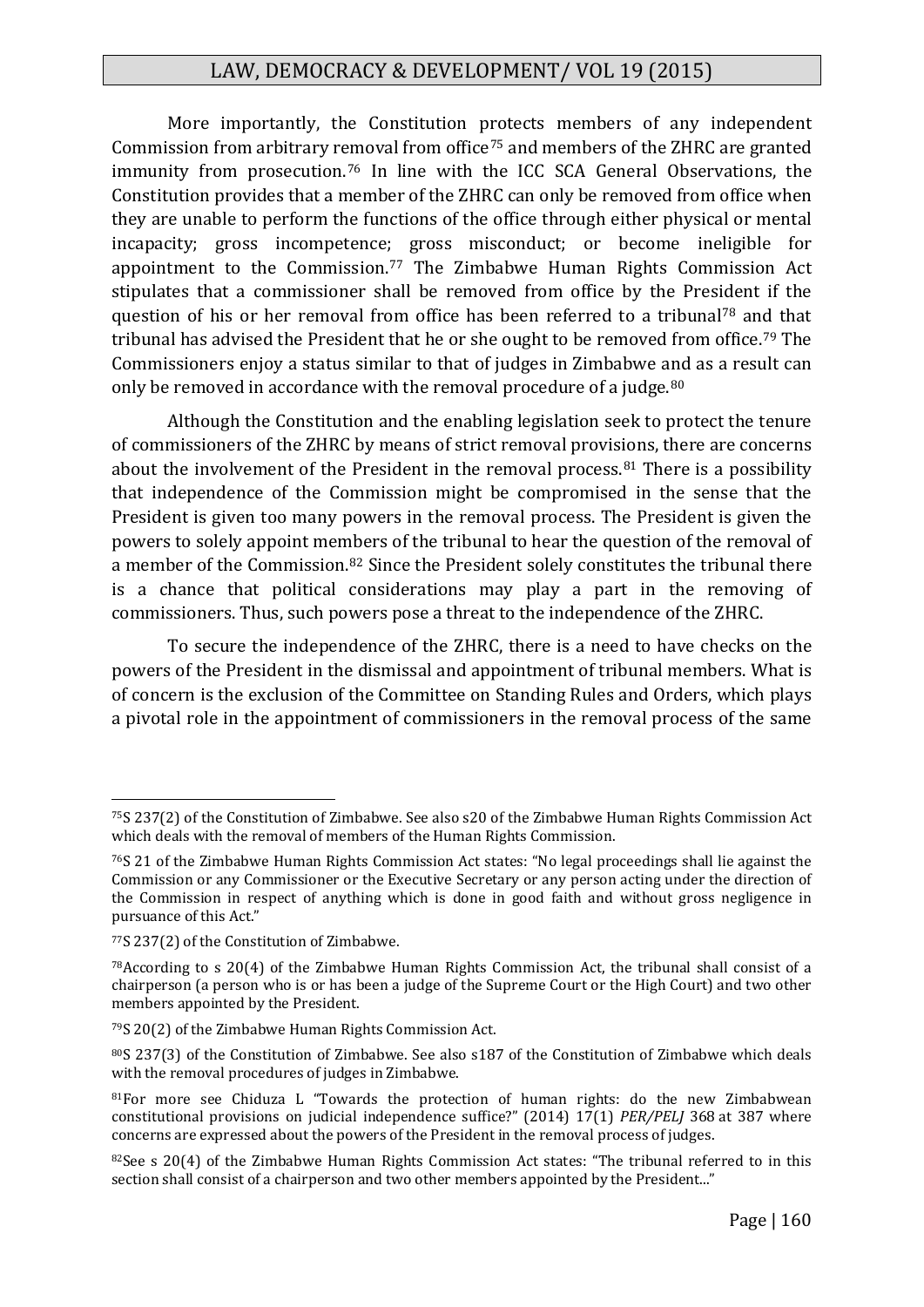More importantly, the Constitution protects members of any independent Commission from arbitrary removal from office[75] and members of the ZHRC are granted immunity from prosecution.[76] In line with the ICC SCA General Observations, the Constitution provides that a member of the ZHRC can only be removed from office when they are unable to perform the functions of the office through either physical or mental incapacity; gross incompetence; gross misconduct; or become ineligible for appointment to the Commission.[77] The Zimbabwe Human Rights Commission Act stipulates that a commissioner shall be removed from office by the President if the question of his or her removal from office has been referred to a tribunal[78] and that tribunal has advised the President that he or she ought to be removed from office.[79] The Commissioners enjoy a status similar to that of judges in Zimbabwe and as a result can only be removed in accordance with the removal procedure of a judge.[80]

Although the Constitution and the enabling legislation seek to protect the tenure of commissioners of the ZHRC by means of strict removal provisions, there are concerns about the involvement of the President in the removal process.[81] There is a possibility that independence of the Commission might be compromised in the sense that the President is given too many powers in the removal process. The President is given the powers to solely appoint members of the tribunal to hear the question of the removal of a member of the Commission.[82] Since the President solely constitutes the tribunal there is a chance that political considerations may play a part in the removing of commissioners. Thus, such powers pose a threat to the independence of the ZHRC.

To secure the independence of the ZHRC, there is a need to have checks on the powers of the President in the dismissal and appointment of tribunal members. What is of concern is the exclusion of the Committee on Standing Rules and Orders, which plays a pivotal role in the appointment of commissioners in the removal process of the same

---

[75] S 237(2) of the Constitution of Zimbabwe. See also s20 of the Zimbabwe Human Rights Commission Act which deals with the removal of members of the Human Rights Commission.

[76] S 21 of the Zimbabwe Human Rights Commission Act states: "No legal proceedings shall lie against the Commission or any Commissioner or the Executive Secretary or any person acting under the direction of the Commission in respect of anything which is done in good faith and without gross negligence in pursuance of this Act."

[77] S 237(2) of the Constitution of Zimbabwe.

[78] According to s 20(4) of the Zimbabwe Human Rights Commission Act, the tribunal shall consist of a chairperson (a person who is or has been a judge of the Supreme Court or the High Court) and two other members appointed by the President.

[79] S 20(2) of the Zimbabwe Human Rights Commission Act.

[80] S 237(3) of the Constitution of Zimbabwe. See also s187 of the Constitution of Zimbabwe which deals with the removal procedures of judges in Zimbabwe.

[81] For more see Chiduza L "Towards the protection of human rights: do the new Zimbabwean constitutional provisions on judicial independence suffice?" (2014) 17(1) *PER/PELJ* 368 at 387 where concerns are expressed about the powers of the President in the removal process of judges.

[82] See s 20(4) of the Zimbabwe Human Rights Commission Act states: "The tribunal referred to in this section shall consist of a chairperson and two other members appointed by the President..."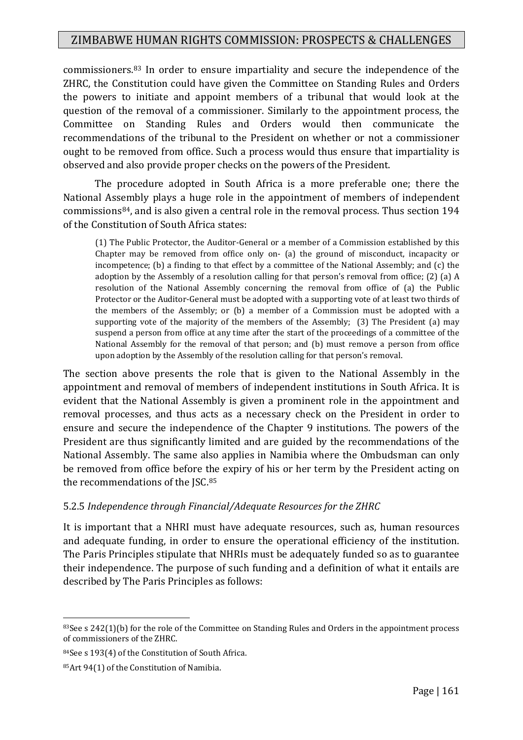commissioners.[83] In order to ensure impartiality and secure the independence of the ZHRC, the Constitution could have given the Committee on Standing Rules and Orders the powers to initiate and appoint members of a tribunal that would look at the question of the removal of a commissioner. Similarly to the appointment process, the Committee on Standing Rules and Orders would then communicate the recommendations of the tribunal to the President on whether or not a commissioner ought to be removed from office. Such a process would thus ensure that impartiality is observed and also provide proper checks on the powers of the President.

The procedure adopted in South Africa is a more preferable one; there the National Assembly plays a huge role in the appointment of members of independent commissions[84], and is also given a central role in the removal process. Thus section 194 of the Constitution of South Africa states:

> (1) The Public Protector, the Auditor-General or a member of a Commission established by this Chapter may be removed from office only on- (a) the ground of misconduct, incapacity or incompetence; (b) a finding to that effect by a committee of the National Assembly; and (c) the adoption by the Assembly of a resolution calling for that person's removal from office; (2) (a) A resolution of the National Assembly concerning the removal from office of (a) the Public Protector or the Auditor-General must be adopted with a supporting vote of at least two thirds of the members of the Assembly; or (b) a member of a Commission must be adopted with a supporting vote of the majority of the members of the Assembly; (3) The President (a) may suspend a person from office at any time after the start of the proceedings of a committee of the National Assembly for the removal of that person; and (b) must remove a person from office upon adoption by the Assembly of the resolution calling for that person's removal.

The section above presents the role that is given to the National Assembly in the appointment and removal of members of independent institutions in South Africa. It is evident that the National Assembly is given a prominent role in the appointment and removal processes, and thus acts as a necessary check on the President in order to ensure and secure the independence of the Chapter 9 institutions. The powers of the President are thus significantly limited and are guided by the recommendations of the National Assembly. The same also applies in Namibia where the Ombudsman can only be removed from office before the expiry of his or her term by the President acting on the recommendations of the JSC.[85]

### 5.2.5 *Independence through Financial/Adequate Resources for the ZHRC*

It is important that a NHRI must have adequate resources, such as, human resources and adequate funding, in order to ensure the operational efficiency of the institution. The Paris Principles stipulate that NHRIs must be adequately funded so as to guarantee their independence. The purpose of such funding and a definition of what it entails are described by The Paris Principles as follows:

---

[83] See s 242(1)(b) for the role of the Committee on Standing Rules and Orders in the appointment process of commissioners of the ZHRC.

[84] See s 193(4) of the Constitution of South Africa.

[85] Art 94(1) of the Constitution of Namibia.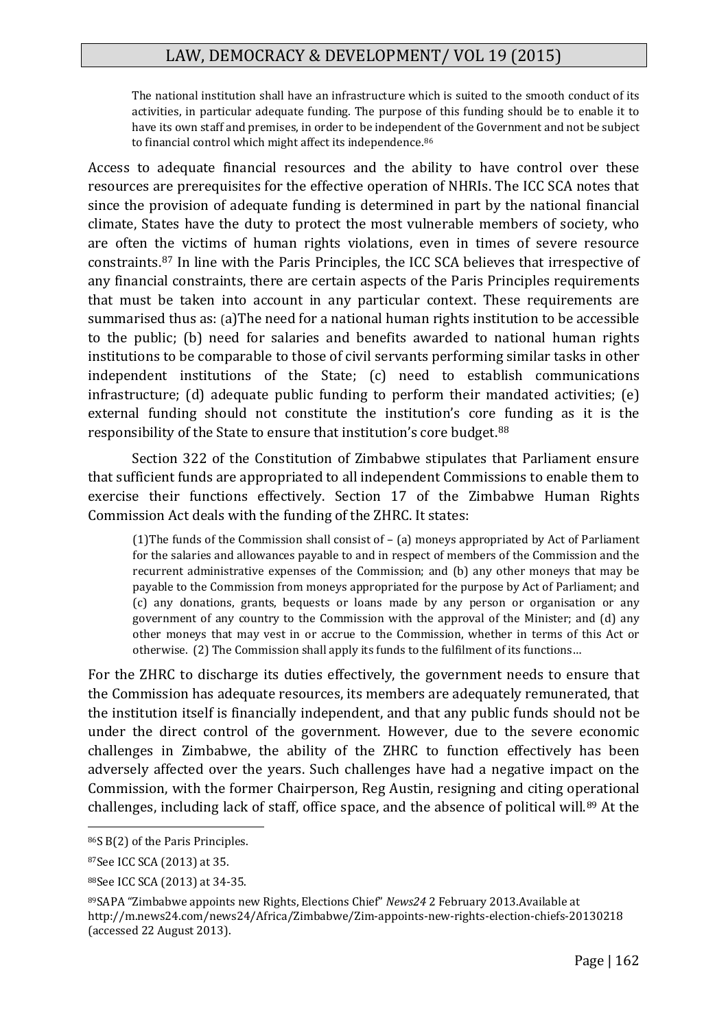> The national institution shall have an infrastructure which is suited to the smooth conduct of its activities, in particular adequate funding. The purpose of this funding should be to enable it to have its own staff and premises, in order to be independent of the Government and not be subject to financial control which might affect its independence.[86]

Access to adequate financial resources and the ability to have control over these resources are prerequisites for the effective operation of NHRIs. The ICC SCA notes that since the provision of adequate funding is determined in part by the national financial climate, States have the duty to protect the most vulnerable members of society, who are often the victims of human rights violations, even in times of severe resource constraints.[87] In line with the Paris Principles, the ICC SCA believes that irrespective of any financial constraints, there are certain aspects of the Paris Principles requirements that must be taken into account in any particular context. These requirements are summarised thus as: (a)The need for a national human rights institution to be accessible to the public; (b) need for salaries and benefits awarded to national human rights institutions to be comparable to those of civil servants performing similar tasks in other independent institutions of the State; (c) need to establish communications infrastructure; (d) adequate public funding to perform their mandated activities; (e) external funding should not constitute the institution's core funding as it is the responsibility of the State to ensure that institution's core budget.[88]

Section 322 of the Constitution of Zimbabwe stipulates that Parliament ensure that sufficient funds are appropriated to all independent Commissions to enable them to exercise their functions effectively. Section 17 of the Zimbabwe Human Rights Commission Act deals with the funding of the ZHRC. It states:

> (1)The funds of the Commission shall consist of – (a) moneys appropriated by Act of Parliament for the salaries and allowances payable to and in respect of members of the Commission and the recurrent administrative expenses of the Commission; and (b) any other moneys that may be payable to the Commission from moneys appropriated for the purpose by Act of Parliament; and (c) any donations, grants, bequests or loans made by any person or organisation or any government of any country to the Commission with the approval of the Minister; and (d) any other moneys that may vest in or accrue to the Commission, whether in terms of this Act or otherwise. (2) The Commission shall apply its funds to the fulfilment of its functions…

For the ZHRC to discharge its duties effectively, the government needs to ensure that the Commission has adequate resources, its members are adequately remunerated, that the institution itself is financially independent, and that any public funds should not be under the direct control of the government. However, due to the severe economic challenges in Zimbabwe, the ability of the ZHRC to function effectively has been adversely affected over the years. Such challenges have had a negative impact on the Commission, with the former Chairperson, Reg Austin, resigning and citing operational challenges, including lack of staff, office space, and the absence of political will.[89] At the

---

[86] S B(2) of the Paris Principles.

[87] See ICC SCA (2013) at 35.

[88] See ICC SCA (2013) at 34-35.

[89] SAPA "Zimbabwe appoints new Rights, Elections Chief" *News24* 2 February 2013.Available at http://m.news24.com/news24/Africa/Zimbabwe/Zim-appoints-new-rights-election-chiefs-20130218 (accessed 22 August 2013).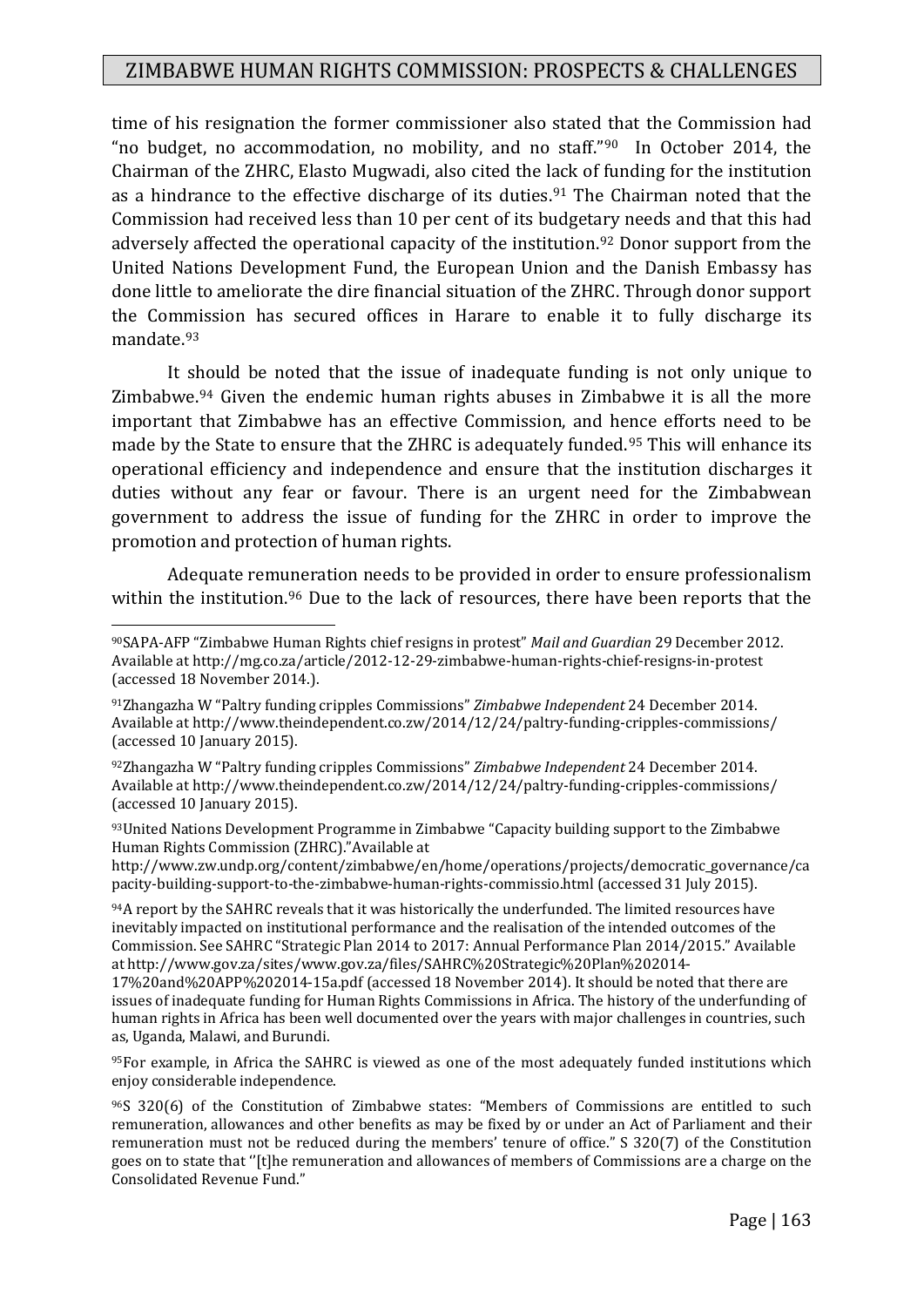time of his resignation the former commissioner also stated that the Commission had "no budget, no accommodation, no mobility, and no staff."[90] In October 2014, the Chairman of the ZHRC, Elasto Mugwadi, also cited the lack of funding for the institution as a hindrance to the effective discharge of its duties.[91] The Chairman noted that the Commission had received less than 10 per cent of its budgetary needs and that this had adversely affected the operational capacity of the institution.[92] Donor support from the United Nations Development Fund, the European Union and the Danish Embassy has done little to ameliorate the dire financial situation of the ZHRC. Through donor support the Commission has secured offices in Harare to enable it to fully discharge its mandate.[93]

It should be noted that the issue of inadequate funding is not only unique to Zimbabwe.[94] Given the endemic human rights abuses in Zimbabwe it is all the more important that Zimbabwe has an effective Commission, and hence efforts need to be made by the State to ensure that the ZHRC is adequately funded.[95] This will enhance its operational efficiency and independence and ensure that the institution discharges it duties without any fear or favour. There is an urgent need for the Zimbabwean government to address the issue of funding for the ZHRC in order to improve the promotion and protection of human rights.

Adequate remuneration needs to be provided in order to ensure professionalism within the institution.[96] Due to the lack of resources, there have been reports that the

---

[90] SAPA-AFP "Zimbabwe Human Rights chief resigns in protest" *Mail and Guardian* 29 December 2012. Available at http://mg.co.za/article/2012-12-29-zimbabwe-human-rights-chief-resigns-in-protest (accessed 18 November 2014.).

[91] Zhangazha W "Paltry funding cripples Commissions" *Zimbabwe Independent* 24 December 2014. Available at http://www.theindependent.co.zw/2014/12/24/paltry-funding-cripples-commissions/ (accessed 10 January 2015).

[92] Zhangazha W "Paltry funding cripples Commissions" *Zimbabwe Independent* 24 December 2014. Available at http://www.theindependent.co.zw/2014/12/24/paltry-funding-cripples-commissions/ (accessed 10 January 2015).

[93] United Nations Development Programme in Zimbabwe "Capacity building support to the Zimbabwe Human Rights Commission (ZHRC)."Available at http://www.zw.undp.org/content/zimbabwe/en/home/operations/projects/democratic_governance/capacity-building-support-to-the-zimbabwe-human-rights-commissio.html (accessed 31 July 2015).

[94] A report by the SAHRC reveals that it was historically the underfunded. The limited resources have inevitably impacted on institutional performance and the realisation of the intended outcomes of the Commission. See SAHRC "Strategic Plan 2014 to 2017: Annual Performance Plan 2014/2015." Available at http://www.gov.za/sites/www.gov.za/files/SAHRC%20Strategic%20Plan%202014-17%20and%20APP%202014-15a.pdf (accessed 18 November 2014). It should be noted that there are issues of inadequate funding for Human Rights Commissions in Africa. The history of the underfunding of human rights in Africa has been well documented over the years with major challenges in countries, such as, Uganda, Malawi, and Burundi.

[95] For example, in Africa the SAHRC is viewed as one of the most adequately funded institutions which enjoy considerable independence.

[96] S 320(6) of the Constitution of Zimbabwe states: "Members of Commissions are entitled to such remuneration, allowances and other benefits as may be fixed by or under an Act of Parliament and their remuneration must not be reduced during the members' tenure of office." S 320(7) of the Constitution goes on to state that ''[t]he remuneration and allowances of members of Commissions are a charge on the Consolidated Revenue Fund."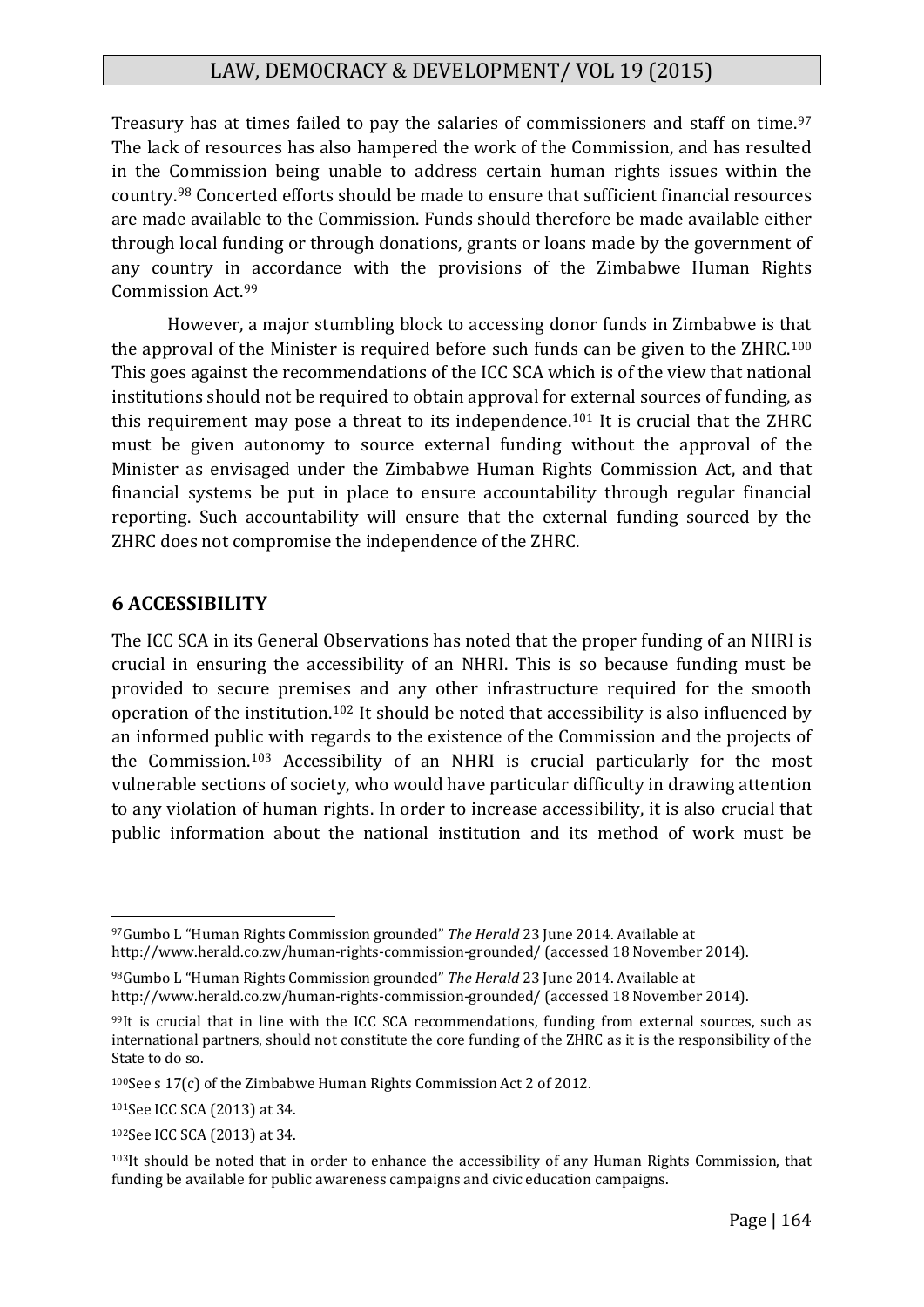Treasury has at times failed to pay the salaries of commissioners and staff on time.[97] The lack of resources has also hampered the work of the Commission, and has resulted in the Commission being unable to address certain human rights issues within the country.[98] Concerted efforts should be made to ensure that sufficient financial resources are made available to the Commission. Funds should therefore be made available either through local funding or through donations, grants or loans made by the government of any country in accordance with the provisions of the Zimbabwe Human Rights Commission Act.[99]

However, a major stumbling block to accessing donor funds in Zimbabwe is that the approval of the Minister is required before such funds can be given to the ZHRC.[100] This goes against the recommendations of the ICC SCA which is of the view that national institutions should not be required to obtain approval for external sources of funding, as this requirement may pose a threat to its independence.[101] It is crucial that the ZHRC must be given autonomy to source external funding without the approval of the Minister as envisaged under the Zimbabwe Human Rights Commission Act, and that financial systems be put in place to ensure accountability through regular financial reporting. Such accountability will ensure that the external funding sourced by the ZHRC does not compromise the independence of the ZHRC.

## 6 ACCESSIBILITY

The ICC SCA in its General Observations has noted that the proper funding of an NHRI is crucial in ensuring the accessibility of an NHRI. This is so because funding must be provided to secure premises and any other infrastructure required for the smooth operation of the institution.[102] It should be noted that accessibility is also influenced by an informed public with regards to the existence of the Commission and the projects of the Commission.[103] Accessibility of an NHRI is crucial particularly for the most vulnerable sections of society, who would have particular difficulty in drawing attention to any violation of human rights. In order to increase accessibility, it is also crucial that public information about the national institution and its method of work must be

---

[97] Gumbo L "Human Rights Commission grounded" *The Herald* 23 June 2014. Available at http://www.herald.co.zw/human-rights-commission-grounded/ (accessed 18 November 2014).

[98] Gumbo L "Human Rights Commission grounded" *The Herald* 23 June 2014. Available at http://www.herald.co.zw/human-rights-commission-grounded/ (accessed 18 November 2014).

[99] It is crucial that in line with the ICC SCA recommendations, funding from external sources, such as international partners, should not constitute the core funding of the ZHRC as it is the responsibility of the State to do so.

[100] See s 17(c) of the Zimbabwe Human Rights Commission Act 2 of 2012.

[101] See ICC SCA (2013) at 34.

[102] See ICC SCA (2013) at 34.

[103] It should be noted that in order to enhance the accessibility of any Human Rights Commission, that funding be available for public awareness campaigns and civic education campaigns.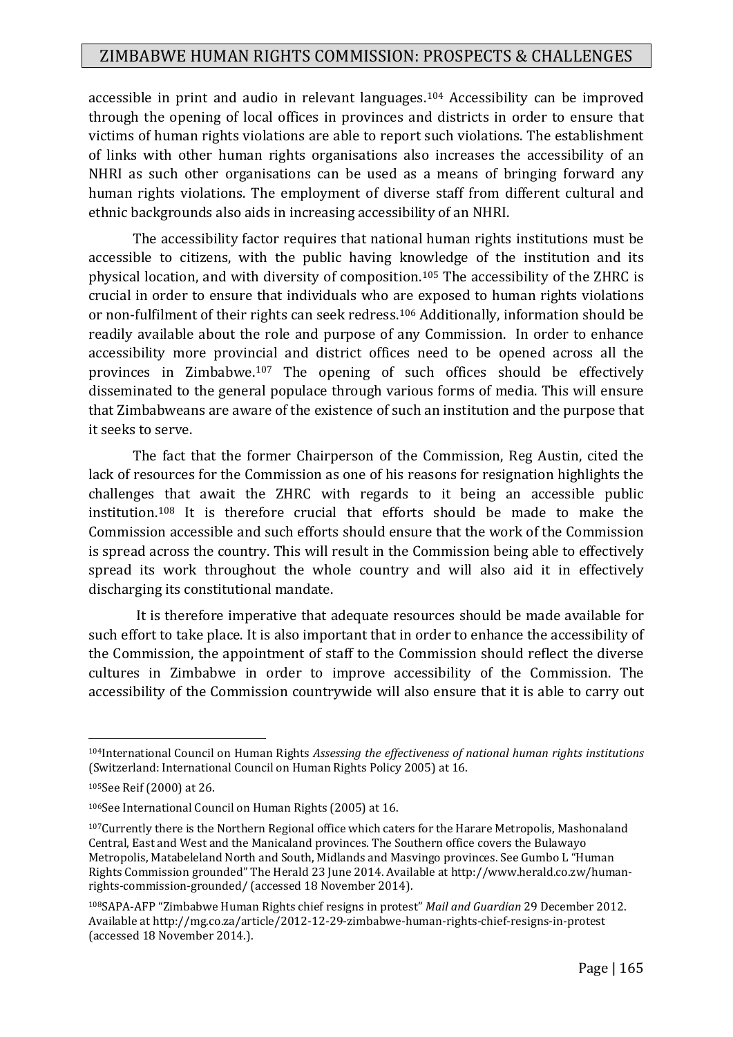accessible in print and audio in relevant languages.[104] Accessibility can be improved through the opening of local offices in provinces and districts in order to ensure that victims of human rights violations are able to report such violations. The establishment of links with other human rights organisations also increases the accessibility of an NHRI as such other organisations can be used as a means of bringing forward any human rights violations. The employment of diverse staff from different cultural and ethnic backgrounds also aids in increasing accessibility of an NHRI.

The accessibility factor requires that national human rights institutions must be accessible to citizens, with the public having knowledge of the institution and its physical location, and with diversity of composition.[105] The accessibility of the ZHRC is crucial in order to ensure that individuals who are exposed to human rights violations or non-fulfilment of their rights can seek redress.[106] Additionally, information should be readily available about the role and purpose of any Commission. In order to enhance accessibility more provincial and district offices need to be opened across all the provinces in Zimbabwe.[107] The opening of such offices should be effectively disseminated to the general populace through various forms of media. This will ensure that Zimbabweans are aware of the existence of such an institution and the purpose that it seeks to serve.

The fact that the former Chairperson of the Commission, Reg Austin, cited the lack of resources for the Commission as one of his reasons for resignation highlights the challenges that await the ZHRC with regards to it being an accessible public institution.[108] It is therefore crucial that efforts should be made to make the Commission accessible and such efforts should ensure that the work of the Commission is spread across the country. This will result in the Commission being able to effectively spread its work throughout the whole country and will also aid it in effectively discharging its constitutional mandate.

It is therefore imperative that adequate resources should be made available for such effort to take place. It is also important that in order to enhance the accessibility of the Commission, the appointment of staff to the Commission should reflect the diverse cultures in Zimbabwe in order to improve accessibility of the Commission. The accessibility of the Commission countrywide will also ensure that it is able to carry out

---

[104] International Council on Human Rights *Assessing the effectiveness of national human rights institutions* (Switzerland: International Council on Human Rights Policy 2005) at 16.

[105] See Reif (2000) at 26.

[106] See International Council on Human Rights (2005) at 16.

[107] Currently there is the Northern Regional office which caters for the Harare Metropolis, Mashonaland Central, East and West and the Manicaland provinces. The Southern office covers the Bulawayo Metropolis, Matabeleland North and South, Midlands and Masvingo provinces. See Gumbo L "Human Rights Commission grounded" The Herald 23 June 2014. Available at http://www.herald.co.zw/human-rights-commission-grounded/ (accessed 18 November 2014).

[108] SAPA-AFP "Zimbabwe Human Rights chief resigns in protest" *Mail and Guardian* 29 December 2012. Available at http://mg.co.za/article/2012-12-29-zimbabwe-human-rights-chief-resigns-in-protest (accessed 18 November 2014.).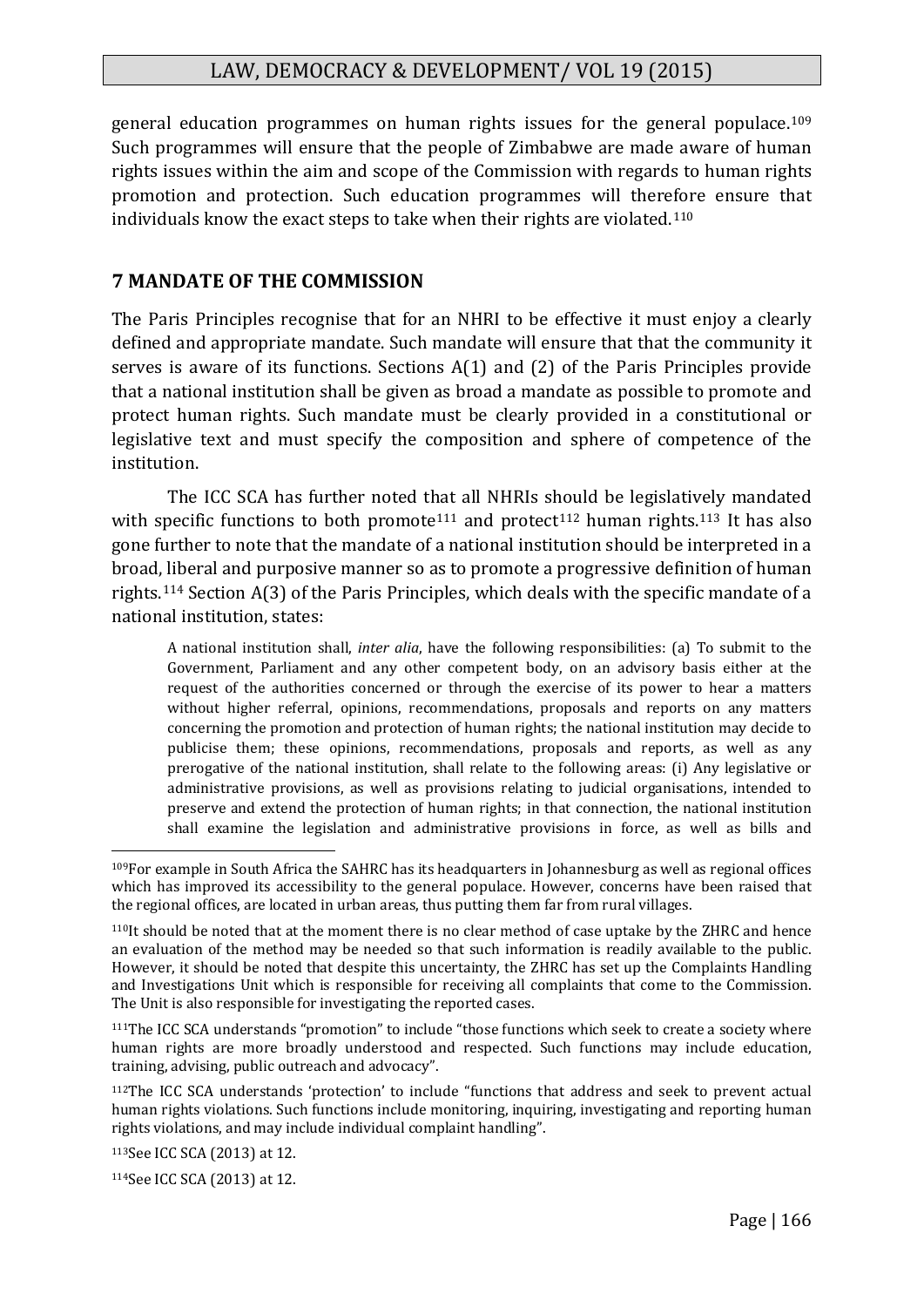general education programmes on human rights issues for the general populace.[109] Such programmes will ensure that the people of Zimbabwe are made aware of human rights issues within the aim and scope of the Commission with regards to human rights promotion and protection. Such education programmes will therefore ensure that individuals know the exact steps to take when their rights are violated.[110]

## 7 MANDATE OF THE COMMISSION

The Paris Principles recognise that for an NHRI to be effective it must enjoy a clearly defined and appropriate mandate. Such mandate will ensure that that the community it serves is aware of its functions. Sections A(1) and (2) of the Paris Principles provide that a national institution shall be given as broad a mandate as possible to promote and protect human rights. Such mandate must be clearly provided in a constitutional or legislative text and must specify the composition and sphere of competence of the institution.

The ICC SCA has further noted that all NHRIs should be legislatively mandated with specific functions to both promote[111] and protect[112] human rights.[113] It has also gone further to note that the mandate of a national institution should be interpreted in a broad, liberal and purposive manner so as to promote a progressive definition of human rights.[114] Section A(3) of the Paris Principles, which deals with the specific mandate of a national institution, states:

> A national institution shall, *inter alia*, have the following responsibilities: (a) To submit to the Government, Parliament and any other competent body, on an advisory basis either at the request of the authorities concerned or through the exercise of its power to hear a matters without higher referral, opinions, recommendations, proposals and reports on any matters concerning the promotion and protection of human rights; the national institution may decide to publicise them; these opinions, recommendations, proposals and reports, as well as any prerogative of the national institution, shall relate to the following areas: (i) Any legislative or administrative provisions, as well as provisions relating to judicial organisations, intended to preserve and extend the protection of human rights; in that connection, the national institution shall examine the legislation and administrative provisions in force, as well as bills and

---

[109] For example in South Africa the SAHRC has its headquarters in Johannesburg as well as regional offices which has improved its accessibility to the general populace. However, concerns have been raised that the regional offices, are located in urban areas, thus putting them far from rural villages.

[110] It should be noted that at the moment there is no clear method of case uptake by the ZHRC and hence an evaluation of the method may be needed so that such information is readily available to the public. However, it should be noted that despite this uncertainty, the ZHRC has set up the Complaints Handling and Investigations Unit which is responsible for receiving all complaints that come to the Commission. The Unit is also responsible for investigating the reported cases.

[111] The ICC SCA understands "promotion" to include "those functions which seek to create a society where human rights are more broadly understood and respected. Such functions may include education, training, advising, public outreach and advocacy".

[112] The ICC SCA understands 'protection' to include "functions that address and seek to prevent actual human rights violations. Such functions include monitoring, inquiring, investigating and reporting human rights violations, and may include individual complaint handling".

[113] See ICC SCA (2013) at 12.

[114] See ICC SCA (2013) at 12.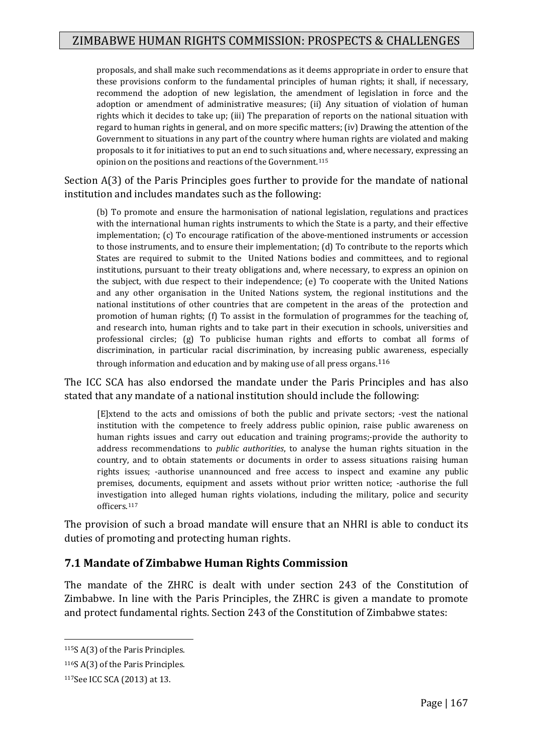> proposals, and shall make such recommendations as it deems appropriate in order to ensure that these provisions conform to the fundamental principles of human rights; it shall, if necessary, recommend the adoption of new legislation, the amendment of legislation in force and the adoption or amendment of administrative measures; (ii) Any situation of violation of human rights which it decides to take up; (iii) The preparation of reports on the national situation with regard to human rights in general, and on more specific matters; (iv) Drawing the attention of the Government to situations in any part of the country where human rights are violated and making proposals to it for initiatives to put an end to such situations and, where necessary, expressing an opinion on the positions and reactions of the Government.[115]

Section A(3) of the Paris Principles goes further to provide for the mandate of national institution and includes mandates such as the following:

> (b) To promote and ensure the harmonisation of national legislation, regulations and practices with the international human rights instruments to which the State is a party, and their effective implementation; (c) To encourage ratification of the above-mentioned instruments or accession to those instruments, and to ensure their implementation; (d) To contribute to the reports which States are required to submit to the United Nations bodies and committees, and to regional institutions, pursuant to their treaty obligations and, where necessary, to express an opinion on the subject, with due respect to their independence; (e) To cooperate with the United Nations and any other organisation in the United Nations system, the regional institutions and the national institutions of other countries that are competent in the areas of the protection and promotion of human rights; (f) To assist in the formulation of programmes for the teaching of, and research into, human rights and to take part in their execution in schools, universities and professional circles; (g) To publicise human rights and efforts to combat all forms of discrimination, in particular racial discrimination, by increasing public awareness, especially through information and education and by making use of all press organs.[116]

The ICC SCA has also endorsed the mandate under the Paris Principles and has also stated that any mandate of a national institution should include the following:

> [E]xtend to the acts and omissions of both the public and private sectors; -vest the national institution with the competence to freely address public opinion, raise public awareness on human rights issues and carry out education and training programs;-provide the authority to address recommendations to *public authorities*, to analyse the human rights situation in the country, and to obtain statements or documents in order to assess situations raising human rights issues; -authorise unannounced and free access to inspect and examine any public premises, documents, equipment and assets without prior written notice; -authorise the full investigation into alleged human rights violations, including the military, police and security officers.[117]

The provision of such a broad mandate will ensure that an NHRI is able to conduct its duties of promoting and protecting human rights.

### 7.1 Mandate of Zimbabwe Human Rights Commission

The mandate of the ZHRC is dealt with under section 243 of the Constitution of Zimbabwe. In line with the Paris Principles, the ZHRC is given a mandate to promote and protect fundamental rights. Section 243 of the Constitution of Zimbabwe states:

---

[115] S A(3) of the Paris Principles.

[116] S A(3) of the Paris Principles.

[117] See ICC SCA (2013) at 13.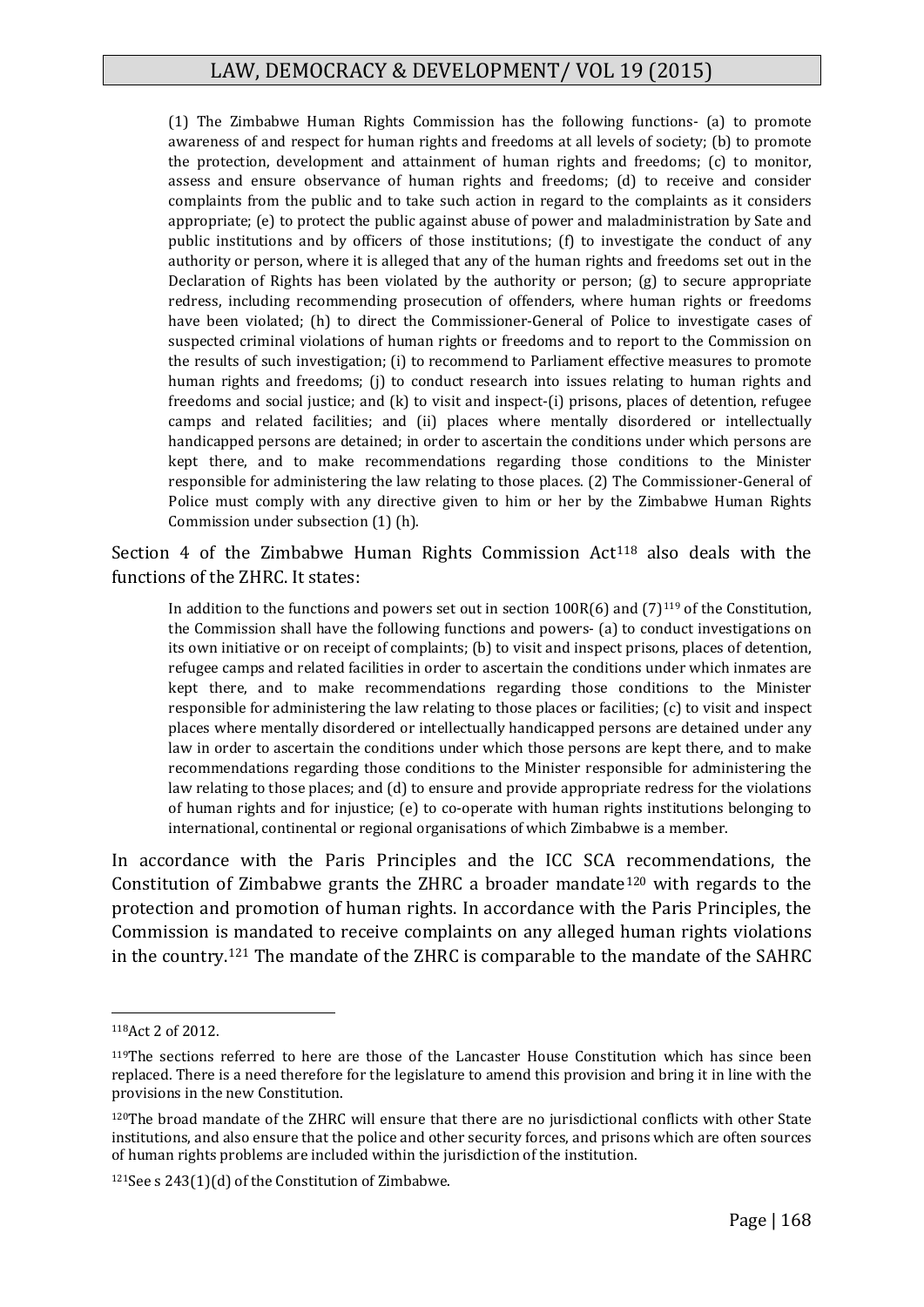> (1) The Zimbabwe Human Rights Commission has the following functions- (a) to promote awareness of and respect for human rights and freedoms at all levels of society; (b) to promote the protection, development and attainment of human rights and freedoms; (c) to monitor, assess and ensure observance of human rights and freedoms; (d) to receive and consider complaints from the public and to take such action in regard to the complaints as it considers appropriate; (e) to protect the public against abuse of power and maladministration by Sate and public institutions and by officers of those institutions; (f) to investigate the conduct of any authority or person, where it is alleged that any of the human rights and freedoms set out in the Declaration of Rights has been violated by the authority or person; (g) to secure appropriate redress, including recommending prosecution of offenders, where human rights or freedoms have been violated; (h) to direct the Commissioner-General of Police to investigate cases of suspected criminal violations of human rights or freedoms and to report to the Commission on the results of such investigation; (i) to recommend to Parliament effective measures to promote human rights and freedoms; (j) to conduct research into issues relating to human rights and freedoms and social justice; and (k) to visit and inspect-(i) prisons, places of detention, refugee camps and related facilities; and (ii) places where mentally disordered or intellectually handicapped persons are detained; in order to ascertain the conditions under which persons are kept there, and to make recommendations regarding those conditions to the Minister responsible for administering the law relating to those places. (2) The Commissioner-General of Police must comply with any directive given to him or her by the Zimbabwe Human Rights Commission under subsection (1) (h).

Section 4 of the Zimbabwe Human Rights Commission Act[118] also deals with the functions of the ZHRC. It states:

> In addition to the functions and powers set out in section 100R(6) and (7)[119] of the Constitution, the Commission shall have the following functions and powers- (a) to conduct investigations on its own initiative or on receipt of complaints; (b) to visit and inspect prisons, places of detention, refugee camps and related facilities in order to ascertain the conditions under which inmates are kept there, and to make recommendations regarding those conditions to the Minister responsible for administering the law relating to those places or facilities; (c) to visit and inspect places where mentally disordered or intellectually handicapped persons are detained under any law in order to ascertain the conditions under which those persons are kept there, and to make recommendations regarding those conditions to the Minister responsible for administering the law relating to those places; and (d) to ensure and provide appropriate redress for the violations of human rights and for injustice; (e) to co-operate with human rights institutions belonging to international, continental or regional organisations of which Zimbabwe is a member.

In accordance with the Paris Principles and the ICC SCA recommendations, the Constitution of Zimbabwe grants the ZHRC a broader mandate[120] with regards to the protection and promotion of human rights. In accordance with the Paris Principles, the Commission is mandated to receive complaints on any alleged human rights violations in the country.[121] The mandate of the ZHRC is comparable to the mandate of the SAHRC

---

[118] Act 2 of 2012.

[119] The sections referred to here are those of the Lancaster House Constitution which has since been replaced. There is a need therefore for the legislature to amend this provision and bring it in line with the provisions in the new Constitution.

[120] The broad mandate of the ZHRC will ensure that there are no jurisdictional conflicts with other State institutions, and also ensure that the police and other security forces, and prisons which are often sources of human rights problems are included within the jurisdiction of the institution.

[121] See s 243(1)(d) of the Constitution of Zimbabwe.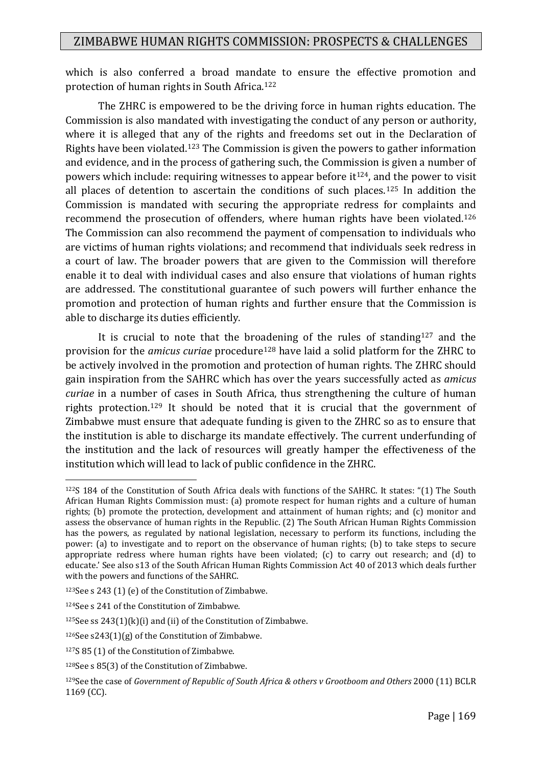which is also conferred a broad mandate to ensure the effective promotion and protection of human rights in South Africa.[122]

The ZHRC is empowered to be the driving force in human rights education. The Commission is also mandated with investigating the conduct of any person or authority, where it is alleged that any of the rights and freedoms set out in the Declaration of Rights have been violated.[123] The Commission is given the powers to gather information and evidence, and in the process of gathering such, the Commission is given a number of powers which include: requiring witnesses to appear before it[124], and the power to visit all places of detention to ascertain the conditions of such places.[125] In addition the Commission is mandated with securing the appropriate redress for complaints and recommend the prosecution of offenders, where human rights have been violated.[126] The Commission can also recommend the payment of compensation to individuals who are victims of human rights violations; and recommend that individuals seek redress in a court of law. The broader powers that are given to the Commission will therefore enable it to deal with individual cases and also ensure that violations of human rights are addressed. The constitutional guarantee of such powers will further enhance the promotion and protection of human rights and further ensure that the Commission is able to discharge its duties efficiently.

It is crucial to note that the broadening of the rules of standing[127] and the provision for the *amicus curiae* procedure[128] have laid a solid platform for the ZHRC to be actively involved in the promotion and protection of human rights. The ZHRC should gain inspiration from the SAHRC which has over the years successfully acted as *amicus curiae* in a number of cases in South Africa, thus strengthening the culture of human rights protection.[129] It should be noted that it is crucial that the government of Zimbabwe must ensure that adequate funding is given to the ZHRC so as to ensure that the institution is able to discharge its mandate effectively. The current underfunding of the institution and the lack of resources will greatly hamper the effectiveness of the institution which will lead to lack of public confidence in the ZHRC.

---

[122]S 184 of the Constitution of South Africa deals with functions of the SAHRC. It states: "(1) The South African Human Rights Commission must: (a) promote respect for human rights and a culture of human rights; (b) promote the protection, development and attainment of human rights; and (c) monitor and assess the observance of human rights in the Republic. (2) The South African Human Rights Commission has the powers, as regulated by national legislation, necessary to perform its functions, including the power: (a) to investigate and to report on the observance of human rights; (b) to take steps to secure appropriate redress where human rights have been violated; (c) to carry out research; and (d) to educate.' See also s13 of the South African Human Rights Commission Act 40 of 2013 which deals further with the powers and functions of the SAHRC.

[123]See s 243 (1) (e) of the Constitution of Zimbabwe.

[124]See s 241 of the Constitution of Zimbabwe.

[125]See ss 243(1)(k)(i) and (ii) of the Constitution of Zimbabwe.

[126]See s243(1)(g) of the Constitution of Zimbabwe.

[127]S 85 (1) of the Constitution of Zimbabwe.

[128]See s 85(3) of the Constitution of Zimbabwe.

[129]See the case of *Government of Republic of South Africa & others v Grootboom and Others* 2000 (11) BCLR 1169 (CC).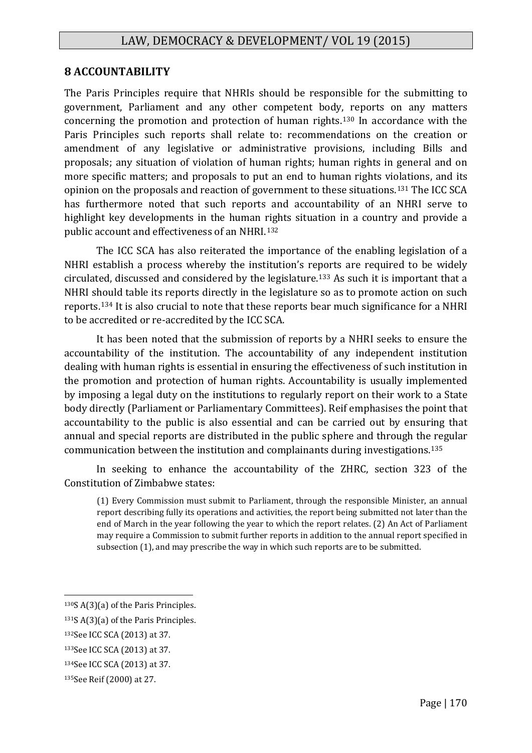## 8 ACCOUNTABILITY

The Paris Principles require that NHRIs should be responsible for the submitting to government, Parliament and any other competent body, reports on any matters concerning the promotion and protection of human rights.[130] In accordance with the Paris Principles such reports shall relate to: recommendations on the creation or amendment of any legislative or administrative provisions, including Bills and proposals; any situation of violation of human rights; human rights in general and on more specific matters; and proposals to put an end to human rights violations, and its opinion on the proposals and reaction of government to these situations.[131] The ICC SCA has furthermore noted that such reports and accountability of an NHRI serve to highlight key developments in the human rights situation in a country and provide a public account and effectiveness of an NHRI.[132]

The ICC SCA has also reiterated the importance of the enabling legislation of a NHRI establish a process whereby the institution's reports are required to be widely circulated, discussed and considered by the legislature.[133] As such it is important that a NHRI should table its reports directly in the legislature so as to promote action on such reports.[134] It is also crucial to note that these reports bear much significance for a NHRI to be accredited or re-accredited by the ICC SCA.

It has been noted that the submission of reports by a NHRI seeks to ensure the accountability of the institution. The accountability of any independent institution dealing with human rights is essential in ensuring the effectiveness of such institution in the promotion and protection of human rights. Accountability is usually implemented by imposing a legal duty on the institutions to regularly report on their work to a State body directly (Parliament or Parliamentary Committees). Reif emphasises the point that accountability to the public is also essential and can be carried out by ensuring that annual and special reports are distributed in the public sphere and through the regular communication between the institution and complainants during investigations.[135]

In seeking to enhance the accountability of the ZHRC, section 323 of the Constitution of Zimbabwe states:

> (1) Every Commission must submit to Parliament, through the responsible Minister, an annual report describing fully its operations and activities, the report being submitted not later than the end of March in the year following the year to which the report relates. (2) An Act of Parliament may require a Commission to submit further reports in addition to the annual report specified in subsection (1), and may prescribe the way in which such reports are to be submitted.

---

[130] S A(3)(a) of the Paris Principles.

[131] S A(3)(a) of the Paris Principles.

[132] See ICC SCA (2013) at 37.

[133] See ICC SCA (2013) at 37.

[134] See ICC SCA (2013) at 37.

[135] See Reif (2000) at 27.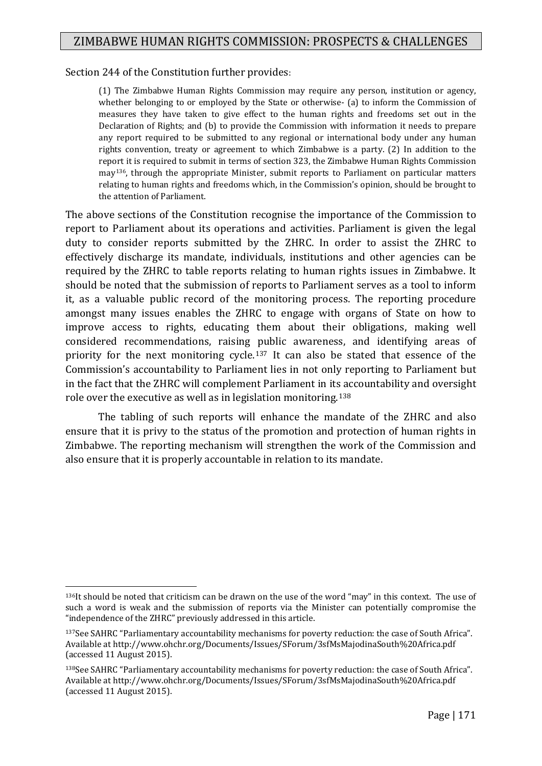Section 244 of the Constitution further provides:

> (1) The Zimbabwe Human Rights Commission may require any person, institution or agency, whether belonging to or employed by the State or otherwise- (a) to inform the Commission of measures they have taken to give effect to the human rights and freedoms set out in the Declaration of Rights; and (b) to provide the Commission with information it needs to prepare any report required to be submitted to any regional or international body under any human rights convention, treaty or agreement to which Zimbabwe is a party. (2) In addition to the report it is required to submit in terms of section 323, the Zimbabwe Human Rights Commission may[136], through the appropriate Minister, submit reports to Parliament on particular matters relating to human rights and freedoms which, in the Commission's opinion, should be brought to the attention of Parliament.

The above sections of the Constitution recognise the importance of the Commission to report to Parliament about its operations and activities. Parliament is given the legal duty to consider reports submitted by the ZHRC. In order to assist the ZHRC to effectively discharge its mandate, individuals, institutions and other agencies can be required by the ZHRC to table reports relating to human rights issues in Zimbabwe. It should be noted that the submission of reports to Parliament serves as a tool to inform it, as a valuable public record of the monitoring process. The reporting procedure amongst many issues enables the ZHRC to engage with organs of State on how to improve access to rights, educating them about their obligations, making well considered recommendations, raising public awareness, and identifying areas of priority for the next monitoring cycle.[137] It can also be stated that essence of the Commission's accountability to Parliament lies in not only reporting to Parliament but in the fact that the ZHRC will complement Parliament in its accountability and oversight role over the executive as well as in legislation monitoring.[138]

The tabling of such reports will enhance the mandate of the ZHRC and also ensure that it is privy to the status of the promotion and protection of human rights in Zimbabwe. The reporting mechanism will strengthen the work of the Commission and also ensure that it is properly accountable in relation to its mandate.

---

[136] It should be noted that criticism can be drawn on the use of the word "may" in this context. The use of such a word is weak and the submission of reports via the Minister can potentially compromise the "independence of the ZHRC" previously addressed in this article.

[137] See SAHRC "Parliamentary accountability mechanisms for poverty reduction: the case of South Africa". Available at http://www.ohchr.org/Documents/Issues/SForum/3sfMsMajodinaSouth%20Africa.pdf (accessed 11 August 2015).

[138] See SAHRC "Parliamentary accountability mechanisms for poverty reduction: the case of South Africa". Available at http://www.ohchr.org/Documents/Issues/SForum/3sfMsMajodinaSouth%20Africa.pdf (accessed 11 August 2015).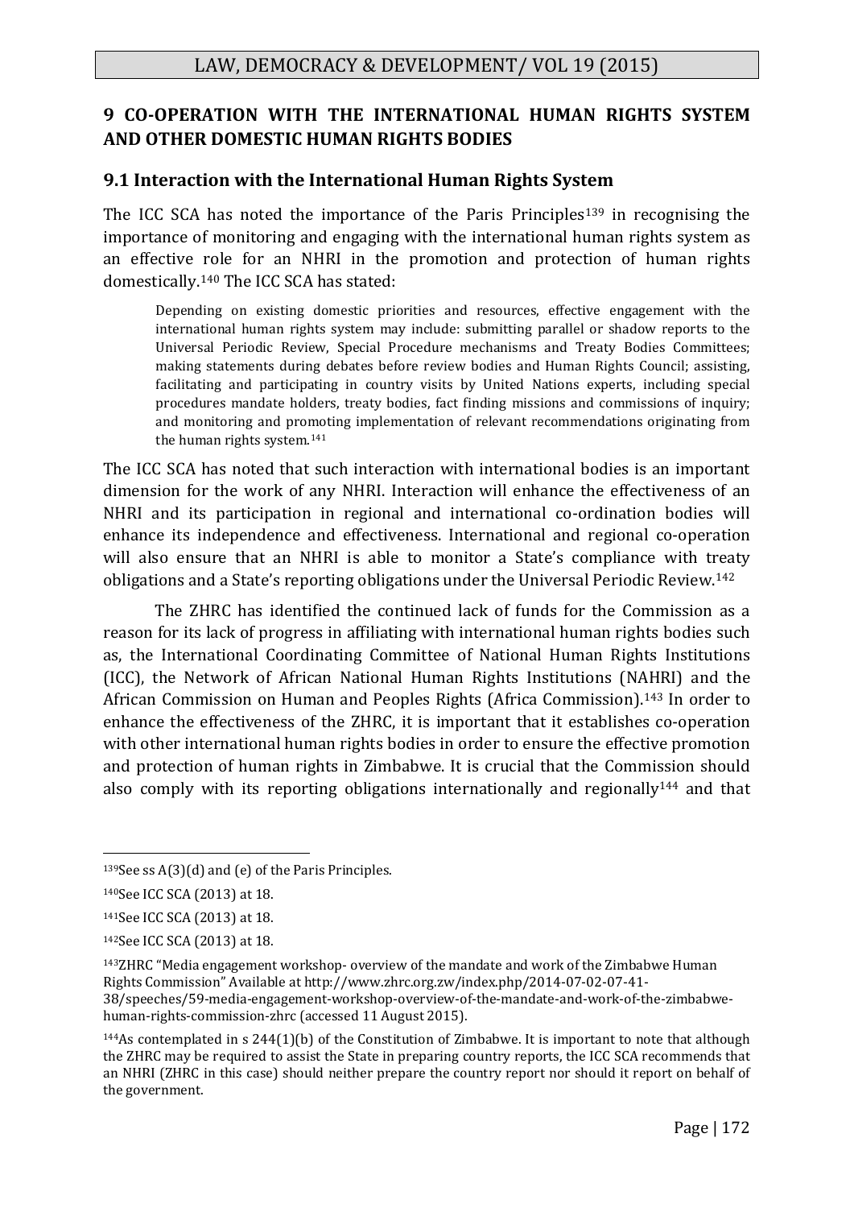## 9 CO-OPERATION WITH THE INTERNATIONAL HUMAN RIGHTS SYSTEM AND OTHER DOMESTIC HUMAN RIGHTS BODIES

### 9.1 Interaction with the International Human Rights System

The ICC SCA has noted the importance of the Paris Principles[139] in recognising the importance of monitoring and engaging with the international human rights system as an effective role for an NHRI in the promotion and protection of human rights domestically.[140] The ICC SCA has stated:

> Depending on existing domestic priorities and resources, effective engagement with the international human rights system may include: submitting parallel or shadow reports to the Universal Periodic Review, Special Procedure mechanisms and Treaty Bodies Committees; making statements during debates before review bodies and Human Rights Council; assisting, facilitating and participating in country visits by United Nations experts, including special procedures mandate holders, treaty bodies, fact finding missions and commissions of inquiry; and monitoring and promoting implementation of relevant recommendations originating from the human rights system.[141]

The ICC SCA has noted that such interaction with international bodies is an important dimension for the work of any NHRI. Interaction will enhance the effectiveness of an NHRI and its participation in regional and international co-ordination bodies will enhance its independence and effectiveness. International and regional co-operation will also ensure that an NHRI is able to monitor a State's compliance with treaty obligations and a State's reporting obligations under the Universal Periodic Review.[142]

The ZHRC has identified the continued lack of funds for the Commission as a reason for its lack of progress in affiliating with international human rights bodies such as, the International Coordinating Committee of National Human Rights Institutions (ICC), the Network of African National Human Rights Institutions (NAHRI) and the African Commission on Human and Peoples Rights (Africa Commission).[143] In order to enhance the effectiveness of the ZHRC, it is important that it establishes co-operation with other international human rights bodies in order to ensure the effective promotion and protection of human rights in Zimbabwe. It is crucial that the Commission should also comply with its reporting obligations internationally and regionally[144] and that

---

[139] See ss A(3)(d) and (e) of the Paris Principles.

[140] See ICC SCA (2013) at 18.

[141] See ICC SCA (2013) at 18.

[142] See ICC SCA (2013) at 18.

[143] ZHRC "Media engagement workshop- overview of the mandate and work of the Zimbabwe Human Rights Commission" Available at http://www.zhrc.org.zw/index.php/2014-07-02-07-41-38/speeches/59-media-engagement-workshop-overview-of-the-mandate-and-work-of-the-zimbabwe-human-rights-commission-zhrc (accessed 11 August 2015).

[144] As contemplated in s 244(1)(b) of the Constitution of Zimbabwe. It is important to note that although the ZHRC may be required to assist the State in preparing country reports, the ICC SCA recommends that an NHRI (ZHRC in this case) should neither prepare the country report nor should it report on behalf of the government.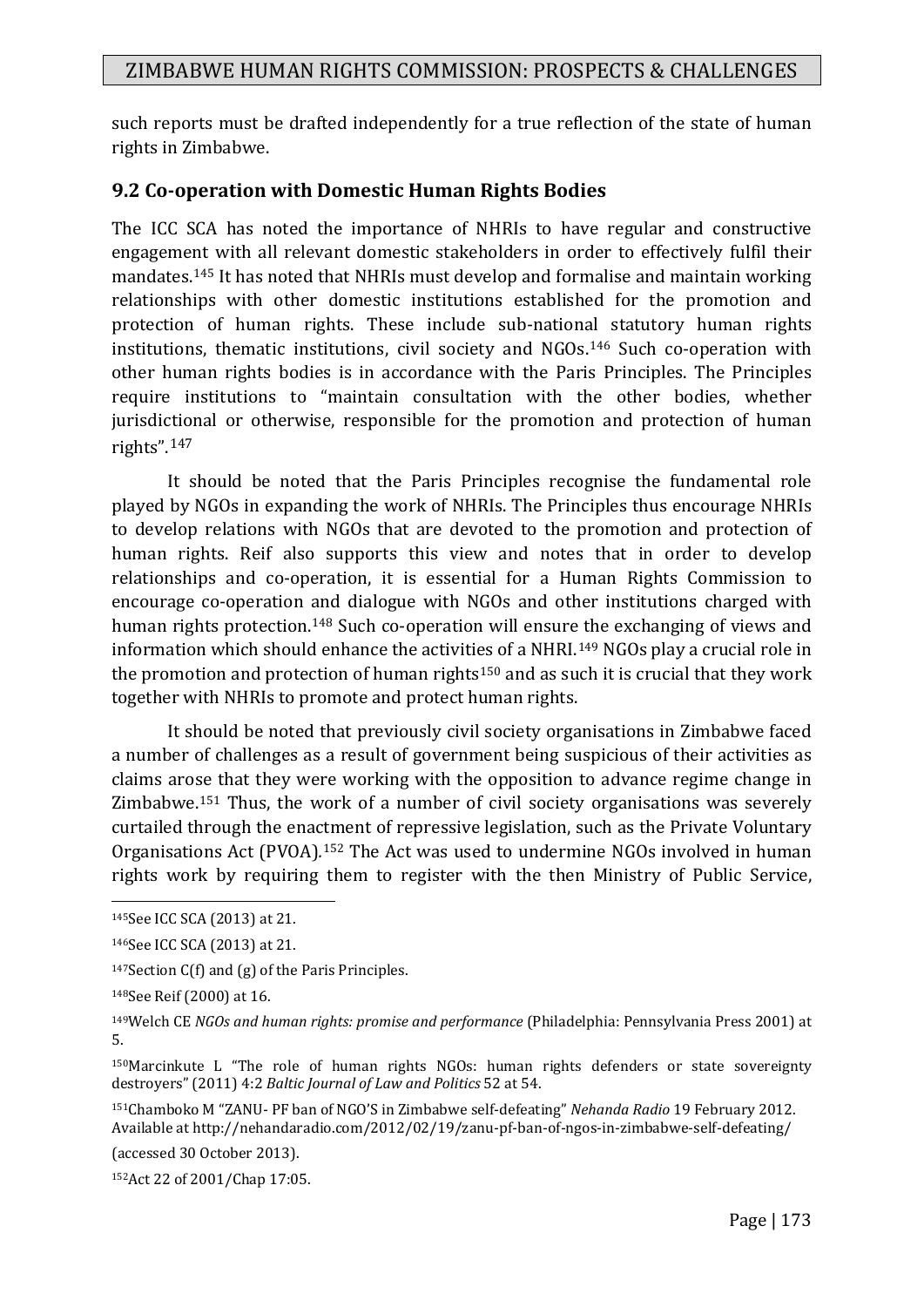such reports must be drafted independently for a true reflection of the state of human rights in Zimbabwe.

### 9.2 Co-operation with Domestic Human Rights Bodies

The ICC SCA has noted the importance of NHRIs to have regular and constructive engagement with all relevant domestic stakeholders in order to effectively fulfil their mandates.[145] It has noted that NHRIs must develop and formalise and maintain working relationships with other domestic institutions established for the promotion and protection of human rights. These include sub-national statutory human rights institutions, thematic institutions, civil society and NGOs.[146] Such co-operation with other human rights bodies is in accordance with the Paris Principles. The Principles require institutions to "maintain consultation with the other bodies, whether jurisdictional or otherwise, responsible for the promotion and protection of human rights".[147]

It should be noted that the Paris Principles recognise the fundamental role played by NGOs in expanding the work of NHRIs. The Principles thus encourage NHRIs to develop relations with NGOs that are devoted to the promotion and protection of human rights. Reif also supports this view and notes that in order to develop relationships and co-operation, it is essential for a Human Rights Commission to encourage co-operation and dialogue with NGOs and other institutions charged with human rights protection.[148] Such co-operation will ensure the exchanging of views and information which should enhance the activities of a NHRI.[149] NGOs play a crucial role in the promotion and protection of human rights[150] and as such it is crucial that they work together with NHRIs to promote and protect human rights.

It should be noted that previously civil society organisations in Zimbabwe faced a number of challenges as a result of government being suspicious of their activities as claims arose that they were working with the opposition to advance regime change in Zimbabwe.[151] Thus, the work of a number of civil society organisations was severely curtailed through the enactment of repressive legislation, such as the Private Voluntary Organisations Act (PVOA).[152] The Act was used to undermine NGOs involved in human rights work by requiring them to register with the then Ministry of Public Service,

---

[145] See ICC SCA (2013) at 21.

[146] See ICC SCA (2013) at 21.

[147] Section C(f) and (g) of the Paris Principles.

[148] See Reif (2000) at 16.

[149] Welch CE *NGOs and human rights: promise and performance* (Philadelphia: Pennsylvania Press 2001) at 5.

[150] Marcinkute L "The role of human rights NGOs: human rights defenders or state sovereignty destroyers" (2011) 4:2 *Baltic Journal of Law and Politics* 52 at 54.

[151] Chamboko M "ZANU- PF ban of NGO'S in Zimbabwe self-defeating" *Nehanda Radio* 19 February 2012. Available at http://nehandaradio.com/2012/02/19/zanu-pf-ban-of-ngos-in-zimbabwe-self-defeating/ (accessed 30 October 2013).

[152] Act 22 of 2001/Chap 17:05.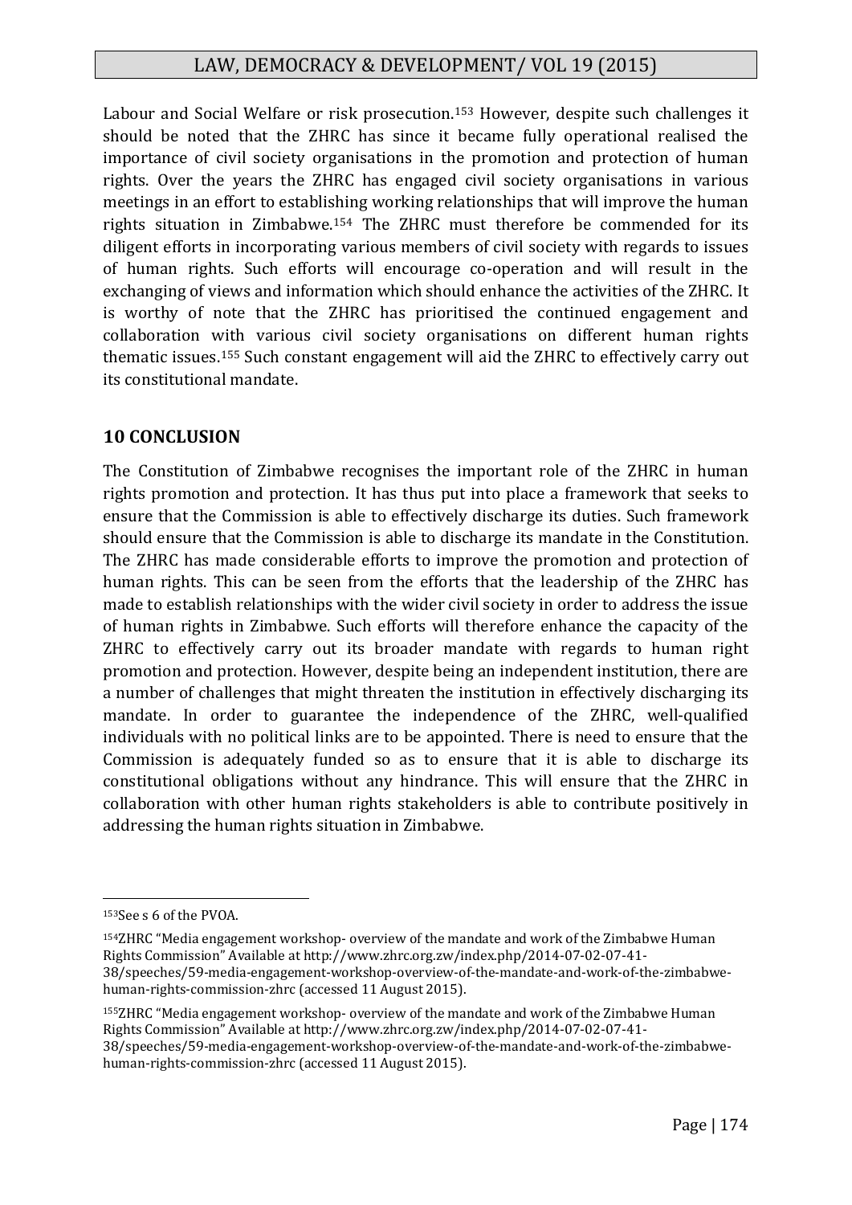Labour and Social Welfare or risk prosecution.[153] However, despite such challenges it should be noted that the ZHRC has since it became fully operational realised the importance of civil society organisations in the promotion and protection of human rights. Over the years the ZHRC has engaged civil society organisations in various meetings in an effort to establishing working relationships that will improve the human rights situation in Zimbabwe.[154] The ZHRC must therefore be commended for its diligent efforts in incorporating various members of civil society with regards to issues of human rights. Such efforts will encourage co-operation and will result in the exchanging of views and information which should enhance the activities of the ZHRC. It is worthy of note that the ZHRC has prioritised the continued engagement and collaboration with various civil society organisations on different human rights thematic issues.[155] Such constant engagement will aid the ZHRC to effectively carry out its constitutional mandate.

## 10 CONCLUSION

The Constitution of Zimbabwe recognises the important role of the ZHRC in human rights promotion and protection. It has thus put into place a framework that seeks to ensure that the Commission is able to effectively discharge its duties. Such framework should ensure that the Commission is able to discharge its mandate in the Constitution. The ZHRC has made considerable efforts to improve the promotion and protection of human rights. This can be seen from the efforts that the leadership of the ZHRC has made to establish relationships with the wider civil society in order to address the issue of human rights in Zimbabwe. Such efforts will therefore enhance the capacity of the ZHRC to effectively carry out its broader mandate with regards to human right promotion and protection. However, despite being an independent institution, there are a number of challenges that might threaten the institution in effectively discharging its mandate. In order to guarantee the independence of the ZHRC, well-qualified individuals with no political links are to be appointed. There is need to ensure that the Commission is adequately funded so as to ensure that it is able to discharge its constitutional obligations without any hindrance. This will ensure that the ZHRC in collaboration with other human rights stakeholders is able to contribute positively in addressing the human rights situation in Zimbabwe.

---

[153] See s 6 of the PVOA.

[154] ZHRC "Media engagement workshop- overview of the mandate and work of the Zimbabwe Human Rights Commission" Available at http://www.zhrc.org.zw/index.php/2014-07-02-07-41-38/speeches/59-media-engagement-workshop-overview-of-the-mandate-and-work-of-the-zimbabwe-human-rights-commission-zhrc (accessed 11 August 2015).

[155] ZHRC "Media engagement workshop- overview of the mandate and work of the Zimbabwe Human Rights Commission" Available at http://www.zhrc.org.zw/index.php/2014-07-02-07-41-38/speeches/59-media-engagement-workshop-overview-of-the-mandate-and-work-of-the-zimbabwe-human-rights-commission-zhrc (accessed 11 August 2015).